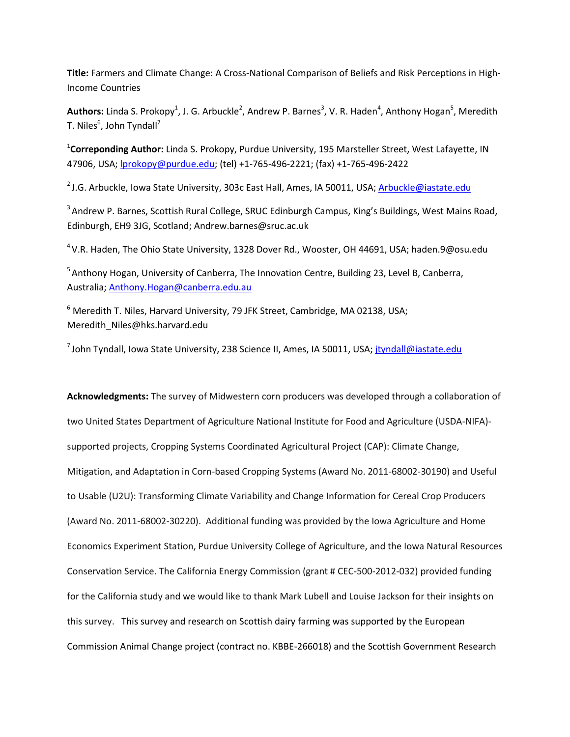**Title:** Farmers and Climate Change: A Cross-National Comparison of Beliefs and Risk Perceptions in High-Income Countries

**Authors:** Linda S. Prokopy[1], J. G. Arbuckle[2], Andrew P. Barnes[3], V. R. Haden[4], Anthony Hogan[5], Meredith T. Niles[6], John Tyndall[7]

[1]**Correponding Author:** Linda S. Prokopy, Purdue University, 195 Marsteller Street, West Lafayette, IN 47906, USA; lprokopy@purdue.edu; (tel) +1-765-496-2221; (fax) +1-765-496-2422

[2] J.G. Arbuckle, Iowa State University, 303c East Hall, Ames, IA 50011, USA; Arbuckle@iastate.edu

[3] Andrew P. Barnes, Scottish Rural College, SRUC Edinburgh Campus, King's Buildings, West Mains Road, Edinburgh, EH9 3JG, Scotland; Andrew.barnes@sruc.ac.uk

[4] V.R. Haden, The Ohio State University, 1328 Dover Rd., Wooster, OH 44691, USA; haden.9@osu.edu

[5] Anthony Hogan, University of Canberra, The Innovation Centre, Building 23, Level B, Canberra, Australia; Anthony.Hogan@canberra.edu.au

[6] Meredith T. Niles, Harvard University, 79 JFK Street, Cambridge, MA 02138, USA; Meredith_Niles@hks.harvard.edu

[7] John Tyndall, Iowa State University, 238 Science II, Ames, IA 50011, USA; jtyndall@iastate.edu

**Acknowledgments:** The survey of Midwestern corn producers was developed through a collaboration of two United States Department of Agriculture National Institute for Food and Agriculture (USDA-NIFA)-supported projects, Cropping Systems Coordinated Agricultural Project (CAP): Climate Change, Mitigation, and Adaptation in Corn-based Cropping Systems (Award No. 2011-68002-30190) and Useful to Usable (U2U): Transforming Climate Variability and Change Information for Cereal Crop Producers (Award No. 2011-68002-30220). Additional funding was provided by the Iowa Agriculture and Home Economics Experiment Station, Purdue University College of Agriculture, and the Iowa Natural Resources Conservation Service. The California Energy Commission (grant # CEC-500-2012-032) provided funding for the California study and we would like to thank Mark Lubell and Louise Jackson for their insights on this survey. This survey and research on Scottish dairy farming was supported by the European Commission Animal Change project (contract no. KBBE-266018) and the Scottish Government Research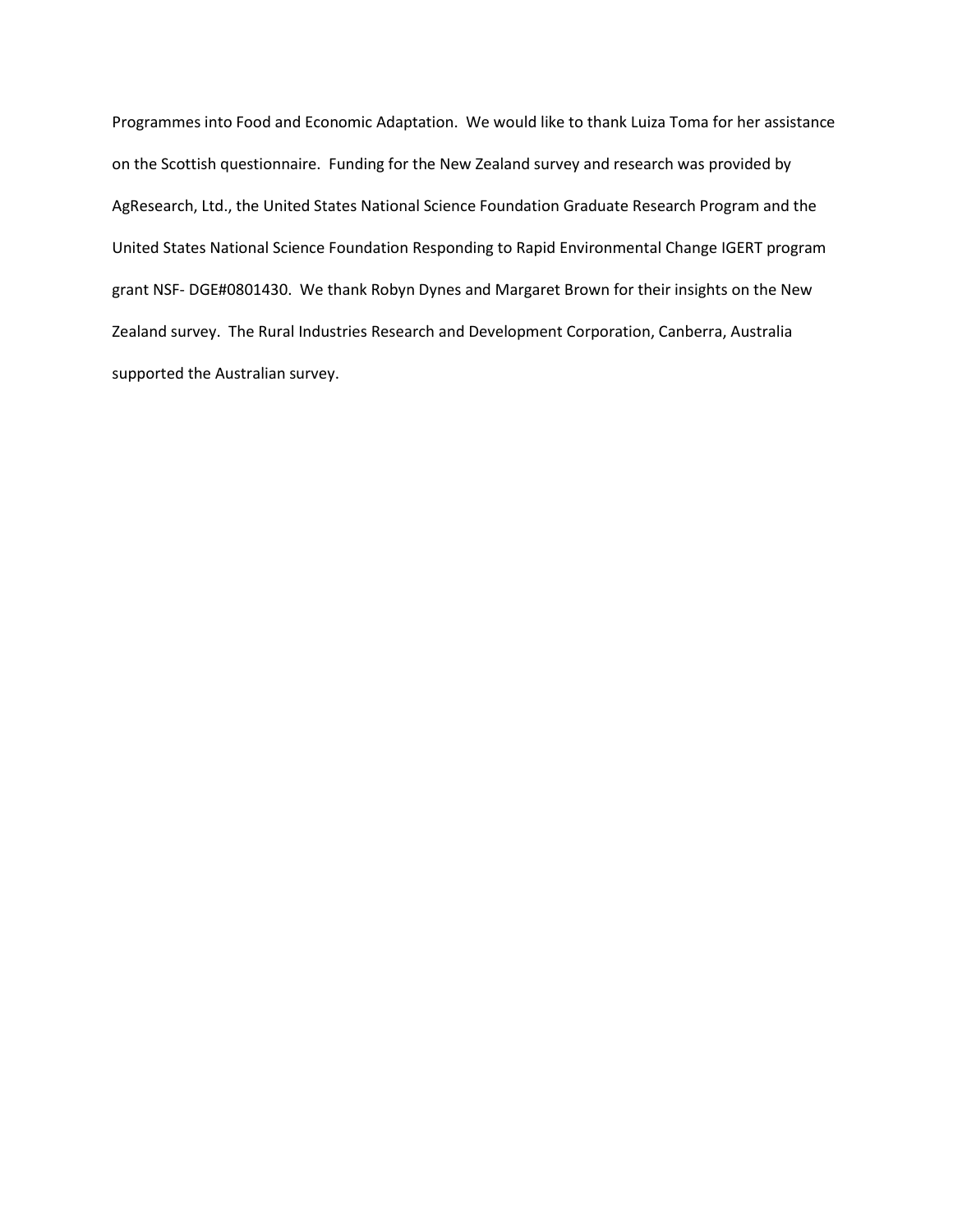Programmes into Food and Economic Adaptation. We would like to thank Luiza Toma for her assistance on the Scottish questionnaire. Funding for the New Zealand survey and research was provided by AgResearch, Ltd., the United States National Science Foundation Graduate Research Program and the United States National Science Foundation Responding to Rapid Environmental Change IGERT program grant NSF- DGE#0801430. We thank Robyn Dynes and Margaret Brown for their insights on the New Zealand survey. The Rural Industries Research and Development Corporation, Canberra, Australia supported the Australian survey.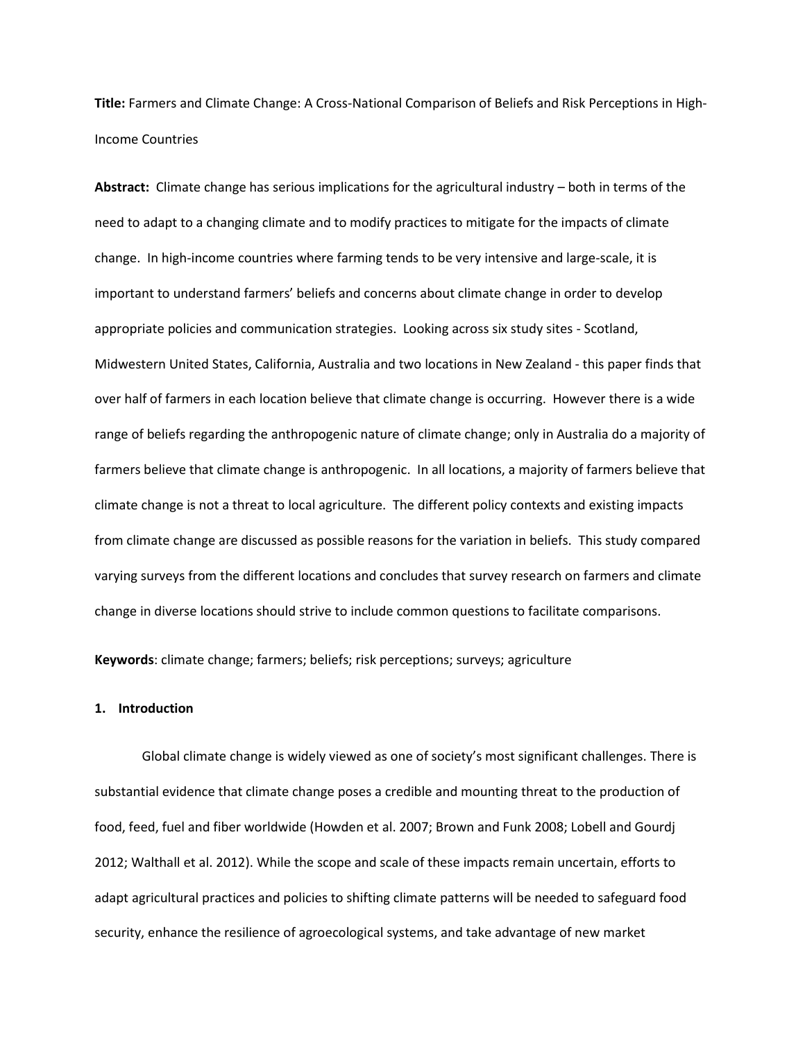**Title:** Farmers and Climate Change: A Cross-National Comparison of Beliefs and Risk Perceptions in High-Income Countries

**Abstract:** Climate change has serious implications for the agricultural industry – both in terms of the need to adapt to a changing climate and to modify practices to mitigate for the impacts of climate change. In high-income countries where farming tends to be very intensive and large-scale, it is important to understand farmers' beliefs and concerns about climate change in order to develop appropriate policies and communication strategies. Looking across six study sites - Scotland, Midwestern United States, California, Australia and two locations in New Zealand - this paper finds that over half of farmers in each location believe that climate change is occurring. However there is a wide range of beliefs regarding the anthropogenic nature of climate change; only in Australia do a majority of farmers believe that climate change is anthropogenic. In all locations, a majority of farmers believe that climate change is not a threat to local agriculture. The different policy contexts and existing impacts from climate change are discussed as possible reasons for the variation in beliefs. This study compared varying surveys from the different locations and concludes that survey research on farmers and climate change in diverse locations should strive to include common questions to facilitate comparisons.

**Keywords**: climate change; farmers; beliefs; risk perceptions; surveys; agriculture

## 1. Introduction

Global climate change is widely viewed as one of society's most significant challenges. There is substantial evidence that climate change poses a credible and mounting threat to the production of food, feed, fuel and fiber worldwide (Howden et al. 2007; Brown and Funk 2008; Lobell and Gourdj 2012; Walthall et al. 2012). While the scope and scale of these impacts remain uncertain, efforts to adapt agricultural practices and policies to shifting climate patterns will be needed to safeguard food security, enhance the resilience of agroecological systems, and take advantage of new market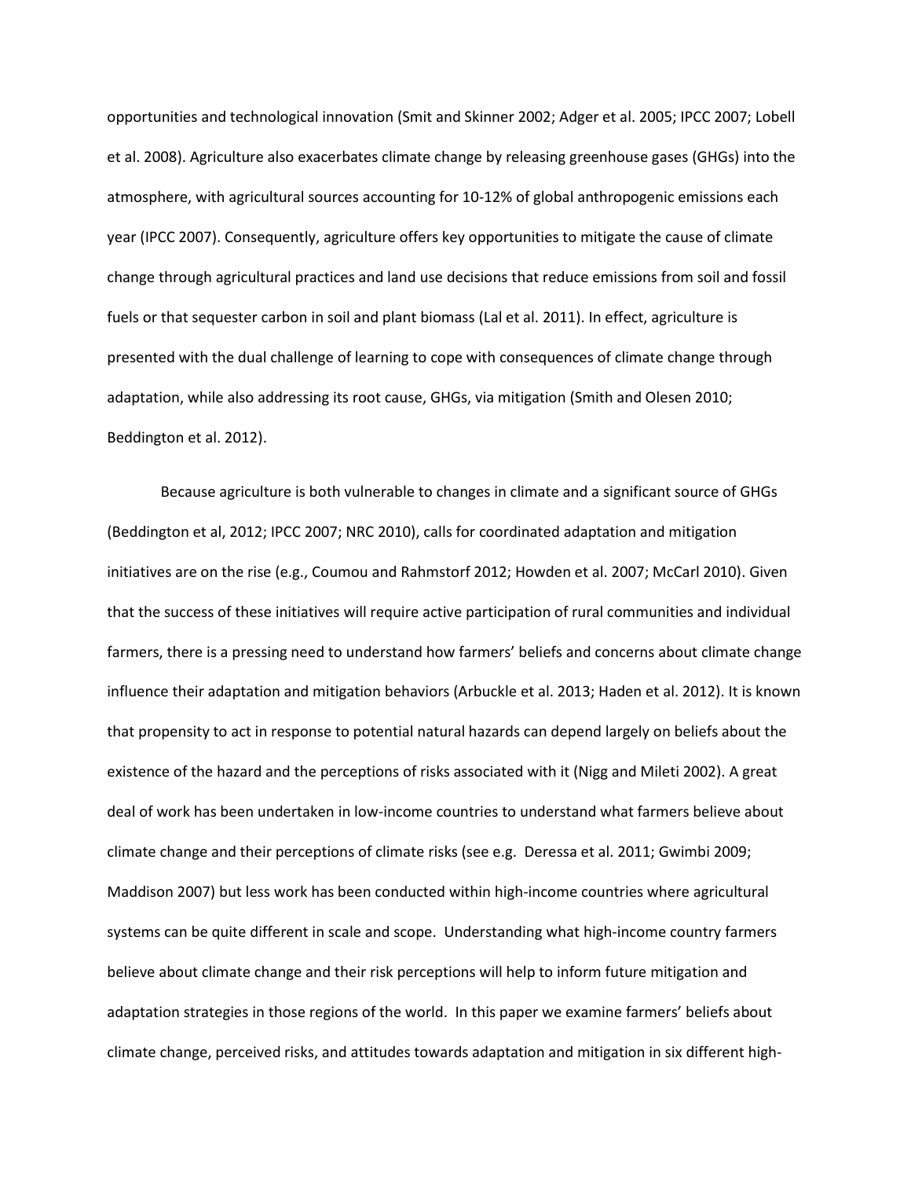opportunities and technological innovation (Smit and Skinner 2002; Adger et al. 2005; IPCC 2007; Lobell et al. 2008). Agriculture also exacerbates climate change by releasing greenhouse gases (GHGs) into the atmosphere, with agricultural sources accounting for 10-12% of global anthropogenic emissions each year (IPCC 2007). Consequently, agriculture offers key opportunities to mitigate the cause of climate change through agricultural practices and land use decisions that reduce emissions from soil and fossil fuels or that sequester carbon in soil and plant biomass (Lal et al. 2011). In effect, agriculture is presented with the dual challenge of learning to cope with consequences of climate change through adaptation, while also addressing its root cause, GHGs, via mitigation (Smith and Olesen 2010; Beddington et al. 2012).

Because agriculture is both vulnerable to changes in climate and a significant source of GHGs (Beddington et al, 2012; IPCC 2007; NRC 2010), calls for coordinated adaptation and mitigation initiatives are on the rise (e.g., Coumou and Rahmstorf 2012; Howden et al. 2007; McCarl 2010). Given that the success of these initiatives will require active participation of rural communities and individual farmers, there is a pressing need to understand how farmers' beliefs and concerns about climate change influence their adaptation and mitigation behaviors (Arbuckle et al. 2013; Haden et al. 2012). It is known that propensity to act in response to potential natural hazards can depend largely on beliefs about the existence of the hazard and the perceptions of risks associated with it (Nigg and Mileti 2002). A great deal of work has been undertaken in low-income countries to understand what farmers believe about climate change and their perceptions of climate risks (see e.g. Deressa et al. 2011; Gwimbi 2009; Maddison 2007) but less work has been conducted within high-income countries where agricultural systems can be quite different in scale and scope. Understanding what high-income country farmers believe about climate change and their risk perceptions will help to inform future mitigation and adaptation strategies in those regions of the world. In this paper we examine farmers' beliefs about climate change, perceived risks, and attitudes towards adaptation and mitigation in six different high-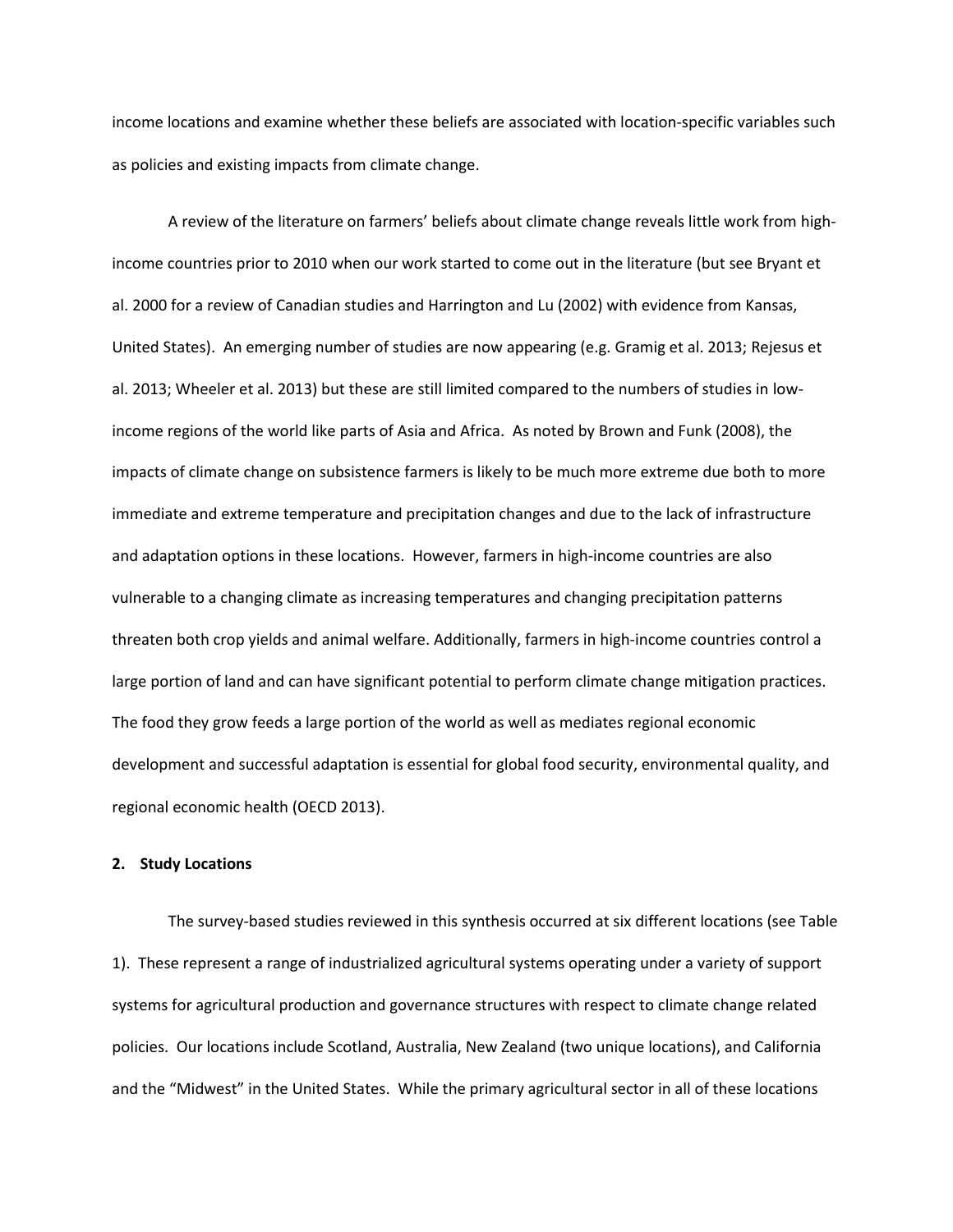income locations and examine whether these beliefs are associated with location-specific variables such as policies and existing impacts from climate change.

A review of the literature on farmers' beliefs about climate change reveals little work from high-income countries prior to 2010 when our work started to come out in the literature (but see Bryant et al. 2000 for a review of Canadian studies and Harrington and Lu (2002) with evidence from Kansas, United States). An emerging number of studies are now appearing (e.g. Gramig et al. 2013; Rejesus et al. 2013; Wheeler et al. 2013) but these are still limited compared to the numbers of studies in low-income regions of the world like parts of Asia and Africa. As noted by Brown and Funk (2008), the impacts of climate change on subsistence farmers is likely to be much more extreme due both to more immediate and extreme temperature and precipitation changes and due to the lack of infrastructure and adaptation options in these locations. However, farmers in high-income countries are also vulnerable to a changing climate as increasing temperatures and changing precipitation patterns threaten both crop yields and animal welfare. Additionally, farmers in high-income countries control a large portion of land and can have significant potential to perform climate change mitigation practices. The food they grow feeds a large portion of the world as well as mediates regional economic development and successful adaptation is essential for global food security, environmental quality, and regional economic health (OECD 2013).

## 2. Study Locations

The survey-based studies reviewed in this synthesis occurred at six different locations (see Table 1). These represent a range of industrialized agricultural systems operating under a variety of support systems for agricultural production and governance structures with respect to climate change related policies. Our locations include Scotland, Australia, New Zealand (two unique locations), and California and the "Midwest" in the United States. While the primary agricultural sector in all of these locations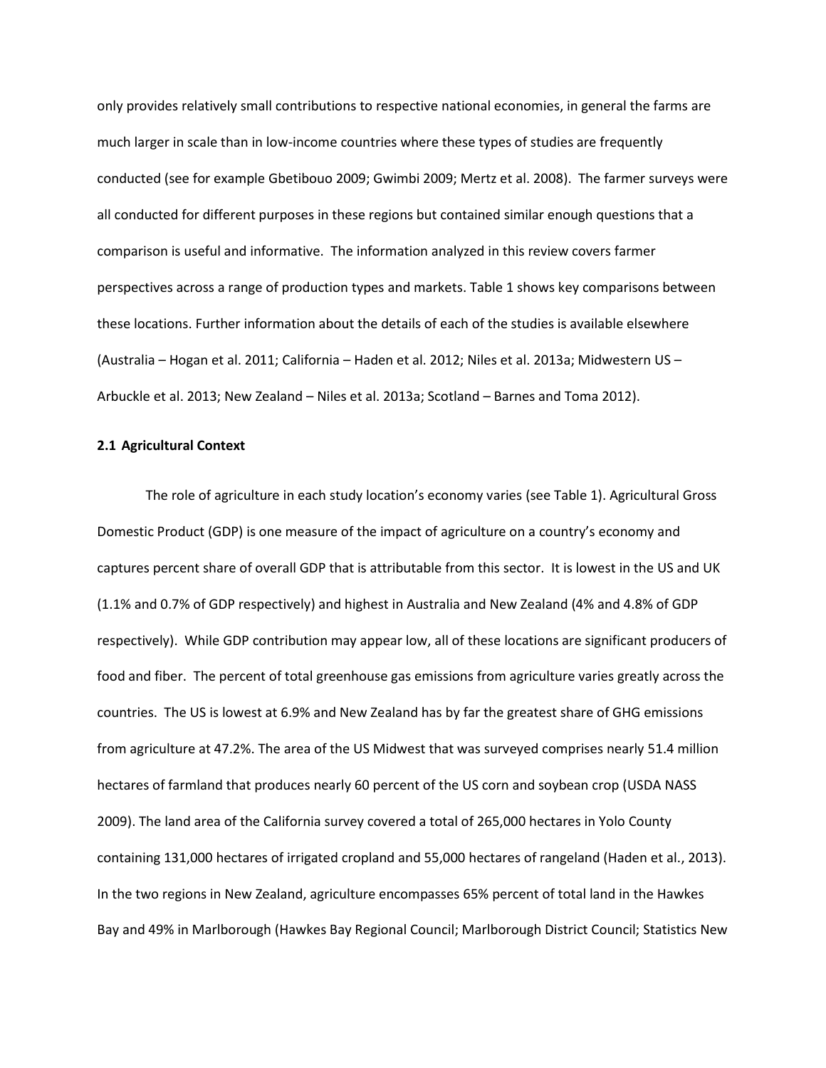only provides relatively small contributions to respective national economies, in general the farms are much larger in scale than in low-income countries where these types of studies are frequently conducted (see for example Gbetibouo 2009; Gwimbi 2009; Mertz et al. 2008). The farmer surveys were all conducted for different purposes in these regions but contained similar enough questions that a comparison is useful and informative. The information analyzed in this review covers farmer perspectives across a range of production types and markets. Table 1 shows key comparisons between these locations. Further information about the details of each of the studies is available elsewhere (Australia – Hogan et al. 2011; California – Haden et al. 2012; Niles et al. 2013a; Midwestern US – Arbuckle et al. 2013; New Zealand – Niles et al. 2013a; Scotland – Barnes and Toma 2012).

### 2.1 Agricultural Context

The role of agriculture in each study location's economy varies (see Table 1). Agricultural Gross Domestic Product (GDP) is one measure of the impact of agriculture on a country's economy and captures percent share of overall GDP that is attributable from this sector. It is lowest in the US and UK (1.1% and 0.7% of GDP respectively) and highest in Australia and New Zealand (4% and 4.8% of GDP respectively). While GDP contribution may appear low, all of these locations are significant producers of food and fiber. The percent of total greenhouse gas emissions from agriculture varies greatly across the countries. The US is lowest at 6.9% and New Zealand has by far the greatest share of GHG emissions from agriculture at 47.2%. The area of the US Midwest that was surveyed comprises nearly 51.4 million hectares of farmland that produces nearly 60 percent of the US corn and soybean crop (USDA NASS 2009). The land area of the California survey covered a total of 265,000 hectares in Yolo County containing 131,000 hectares of irrigated cropland and 55,000 hectares of rangeland (Haden et al., 2013). In the two regions in New Zealand, agriculture encompasses 65% percent of total land in the Hawkes Bay and 49% in Marlborough (Hawkes Bay Regional Council; Marlborough District Council; Statistics New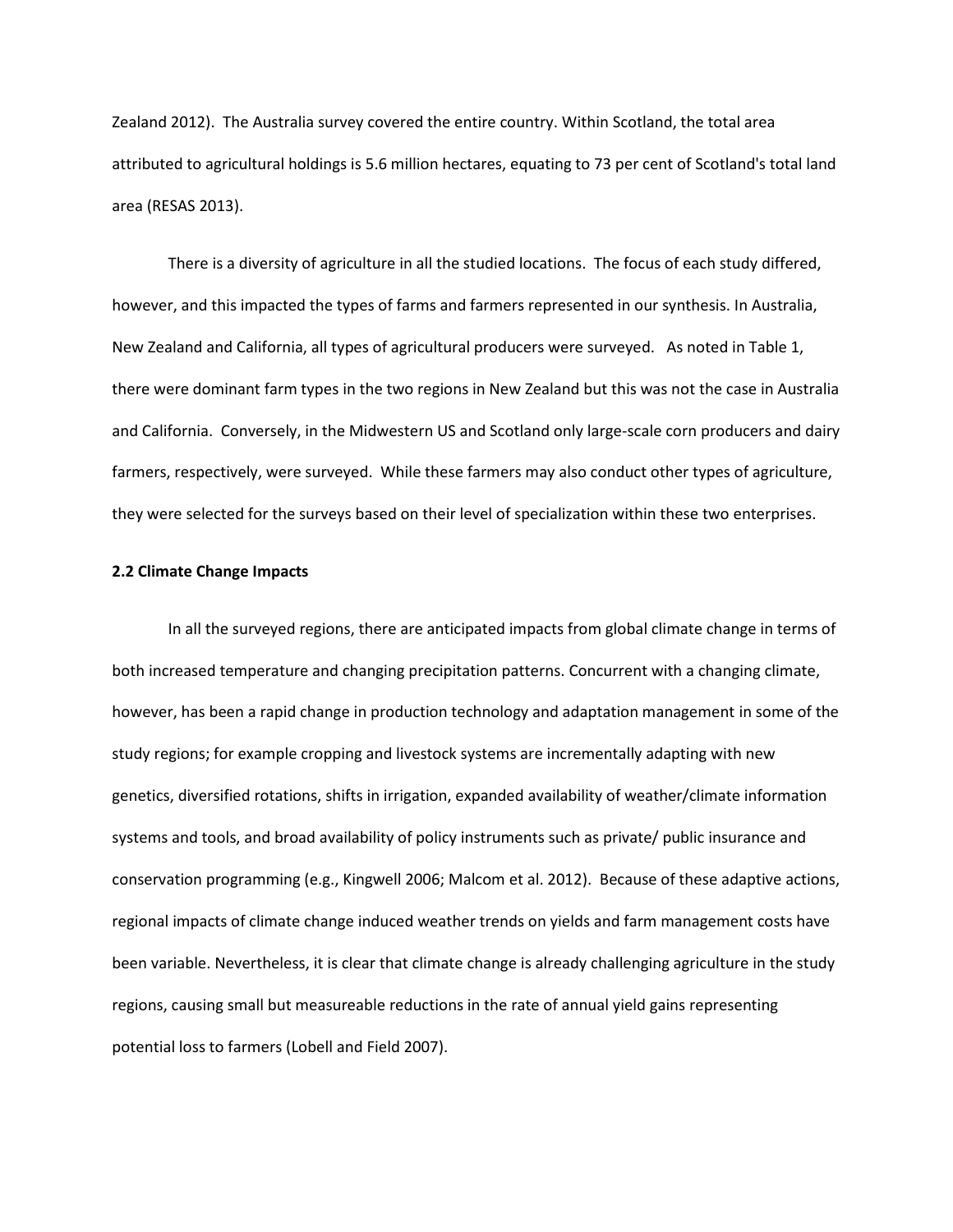Zealand 2012). The Australia survey covered the entire country. Within Scotland, the total area attributed to agricultural holdings is 5.6 million hectares, equating to 73 per cent of Scotland's total land area (RESAS 2013).

There is a diversity of agriculture in all the studied locations. The focus of each study differed, however, and this impacted the types of farms and farmers represented in our synthesis. In Australia, New Zealand and California, all types of agricultural producers were surveyed. As noted in Table 1, there were dominant farm types in the two regions in New Zealand but this was not the case in Australia and California. Conversely, in the Midwestern US and Scotland only large-scale corn producers and dairy farmers, respectively, were surveyed. While these farmers may also conduct other types of agriculture, they were selected for the surveys based on their level of specialization within these two enterprises.

**2.2 Climate Change Impacts**

In all the surveyed regions, there are anticipated impacts from global climate change in terms of both increased temperature and changing precipitation patterns. Concurrent with a changing climate, however, has been a rapid change in production technology and adaptation management in some of the study regions; for example cropping and livestock systems are incrementally adapting with new genetics, diversified rotations, shifts in irrigation, expanded availability of weather/climate information systems and tools, and broad availability of policy instruments such as private/ public insurance and conservation programming (e.g., Kingwell 2006; Malcom et al. 2012). Because of these adaptive actions, regional impacts of climate change induced weather trends on yields and farm management costs have been variable. Nevertheless, it is clear that climate change is already challenging agriculture in the study regions, causing small but measureable reductions in the rate of annual yield gains representing potential loss to farmers (Lobell and Field 2007).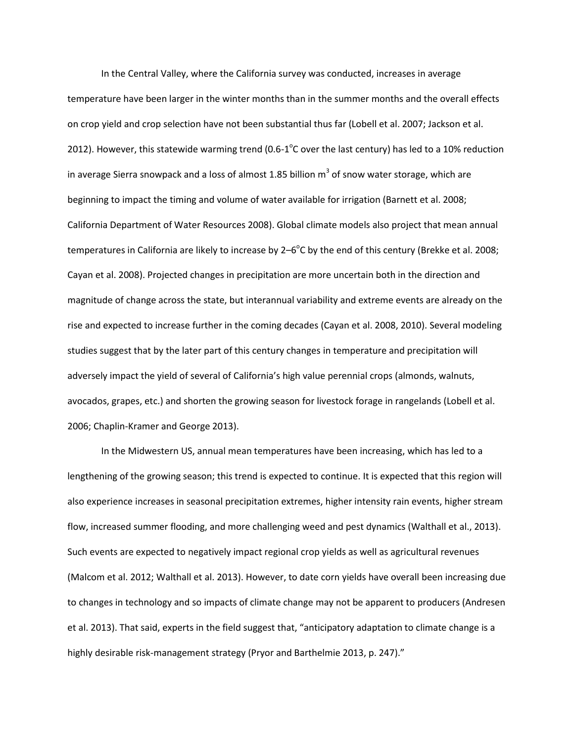In the Central Valley, where the California survey was conducted, increases in average temperature have been larger in the winter months than in the summer months and the overall effects on crop yield and crop selection have not been substantial thus far (Lobell et al. 2007; Jackson et al. 2012). However, this statewide warming trend (0.6-1$^{o}$C over the last century) has led to a 10% reduction in average Sierra snowpack and a loss of almost 1.85 billion m$^3$ of snow water storage, which are beginning to impact the timing and volume of water available for irrigation (Barnett et al. 2008; California Department of Water Resources 2008). Global climate models also project that mean annual temperatures in California are likely to increase by 2–6$^{o}$C by the end of this century (Brekke et al. 2008; Cayan et al. 2008). Projected changes in precipitation are more uncertain both in the direction and magnitude of change across the state, but interannual variability and extreme events are already on the rise and expected to increase further in the coming decades (Cayan et al. 2008, 2010). Several modeling studies suggest that by the later part of this century changes in temperature and precipitation will adversely impact the yield of several of California's high value perennial crops (almonds, walnuts, avocados, grapes, etc.) and shorten the growing season for livestock forage in rangelands (Lobell et al. 2006; Chaplin-Kramer and George 2013).

In the Midwestern US, annual mean temperatures have been increasing, which has led to a lengthening of the growing season; this trend is expected to continue. It is expected that this region will also experience increases in seasonal precipitation extremes, higher intensity rain events, higher stream flow, increased summer flooding, and more challenging weed and pest dynamics (Walthall et al., 2013). Such events are expected to negatively impact regional crop yields as well as agricultural revenues (Malcom et al. 2012; Walthall et al. 2013). However, to date corn yields have overall been increasing due to changes in technology and so impacts of climate change may not be apparent to producers (Andresen et al. 2013). That said, experts in the field suggest that, "anticipatory adaptation to climate change is a highly desirable risk-management strategy (Pryor and Barthelmie 2013, p. 247)."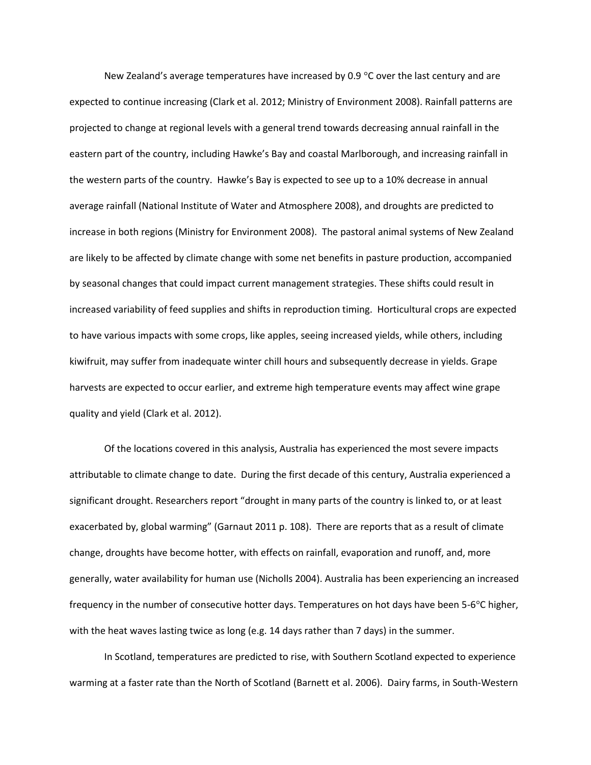New Zealand's average temperatures have increased by 0.9 °C over the last century and are expected to continue increasing (Clark et al. 2012; Ministry of Environment 2008). Rainfall patterns are projected to change at regional levels with a general trend towards decreasing annual rainfall in the eastern part of the country, including Hawke's Bay and coastal Marlborough, and increasing rainfall in the western parts of the country. Hawke's Bay is expected to see up to a 10% decrease in annual average rainfall (National Institute of Water and Atmosphere 2008), and droughts are predicted to increase in both regions (Ministry for Environment 2008). The pastoral animal systems of New Zealand are likely to be affected by climate change with some net benefits in pasture production, accompanied by seasonal changes that could impact current management strategies. These shifts could result in increased variability of feed supplies and shifts in reproduction timing. Horticultural crops are expected to have various impacts with some crops, like apples, seeing increased yields, while others, including kiwifruit, may suffer from inadequate winter chill hours and subsequently decrease in yields. Grape harvests are expected to occur earlier, and extreme high temperature events may affect wine grape quality and yield (Clark et al. 2012).

Of the locations covered in this analysis, Australia has experienced the most severe impacts attributable to climate change to date. During the first decade of this century, Australia experienced a significant drought. Researchers report "drought in many parts of the country is linked to, or at least exacerbated by, global warming" (Garnaut 2011 p. 108). There are reports that as a result of climate change, droughts have become hotter, with effects on rainfall, evaporation and runoff, and, more generally, water availability for human use (Nicholls 2004). Australia has been experiencing an increased frequency in the number of consecutive hotter days. Temperatures on hot days have been 5-6°C higher, with the heat waves lasting twice as long (e.g. 14 days rather than 7 days) in the summer.

In Scotland, temperatures are predicted to rise, with Southern Scotland expected to experience warming at a faster rate than the North of Scotland (Barnett et al. 2006). Dairy farms, in South-Western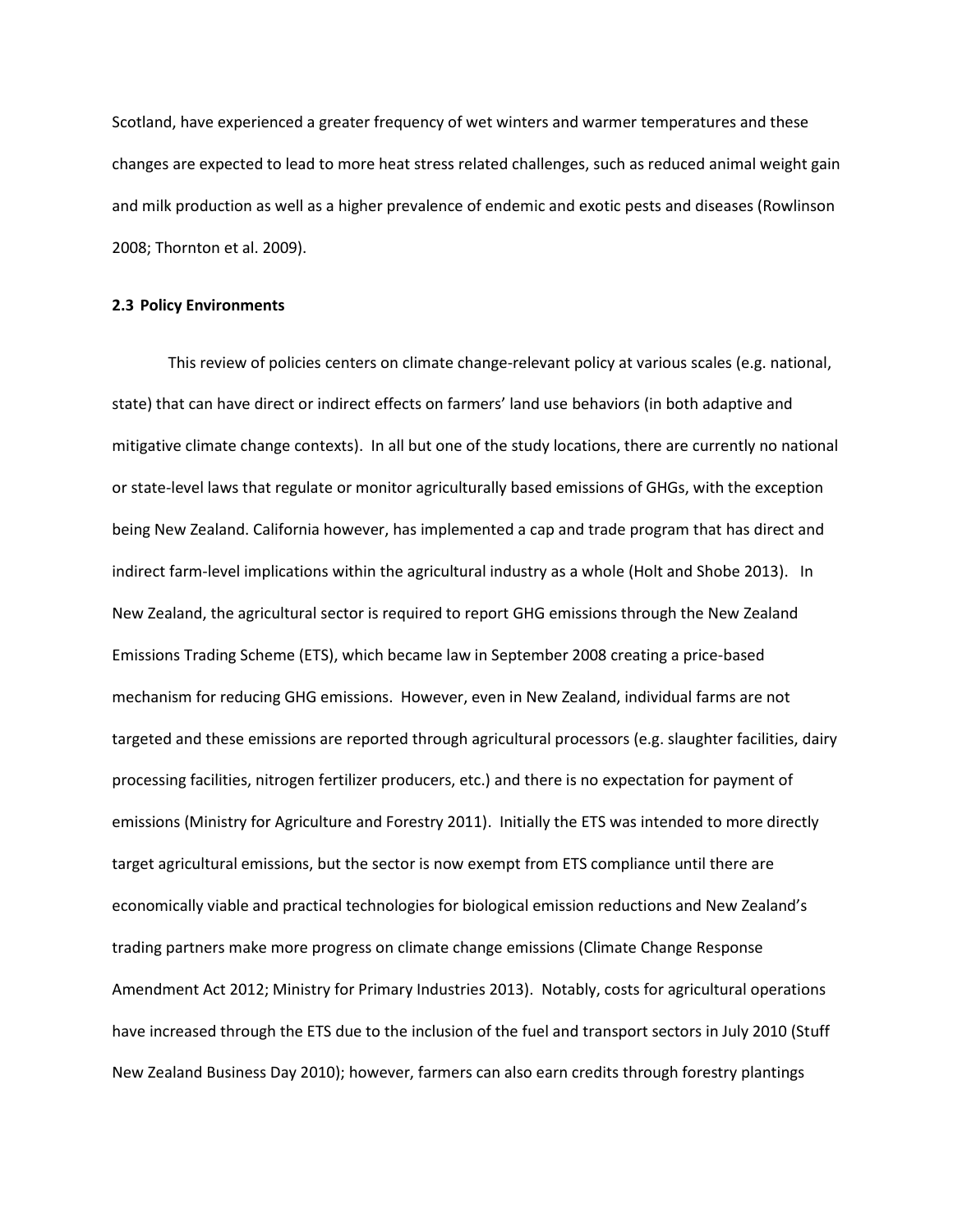Scotland, have experienced a greater frequency of wet winters and warmer temperatures and these changes are expected to lead to more heat stress related challenges, such as reduced animal weight gain and milk production as well as a higher prevalence of endemic and exotic pests and diseases (Rowlinson 2008; Thornton et al. 2009).

### 2.3 Policy Environments

This review of policies centers on climate change-relevant policy at various scales (e.g. national, state) that can have direct or indirect effects on farmers' land use behaviors (in both adaptive and mitigative climate change contexts). In all but one of the study locations, there are currently no national or state-level laws that regulate or monitor agriculturally based emissions of GHGs, with the exception being New Zealand. California however, has implemented a cap and trade program that has direct and indirect farm-level implications within the agricultural industry as a whole (Holt and Shobe 2013). In New Zealand, the agricultural sector is required to report GHG emissions through the New Zealand Emissions Trading Scheme (ETS), which became law in September 2008 creating a price-based mechanism for reducing GHG emissions. However, even in New Zealand, individual farms are not targeted and these emissions are reported through agricultural processors (e.g. slaughter facilities, dairy processing facilities, nitrogen fertilizer producers, etc.) and there is no expectation for payment of emissions (Ministry for Agriculture and Forestry 2011). Initially the ETS was intended to more directly target agricultural emissions, but the sector is now exempt from ETS compliance until there are economically viable and practical technologies for biological emission reductions and New Zealand's trading partners make more progress on climate change emissions (Climate Change Response Amendment Act 2012; Ministry for Primary Industries 2013). Notably, costs for agricultural operations have increased through the ETS due to the inclusion of the fuel and transport sectors in July 2010 (Stuff New Zealand Business Day 2010); however, farmers can also earn credits through forestry plantings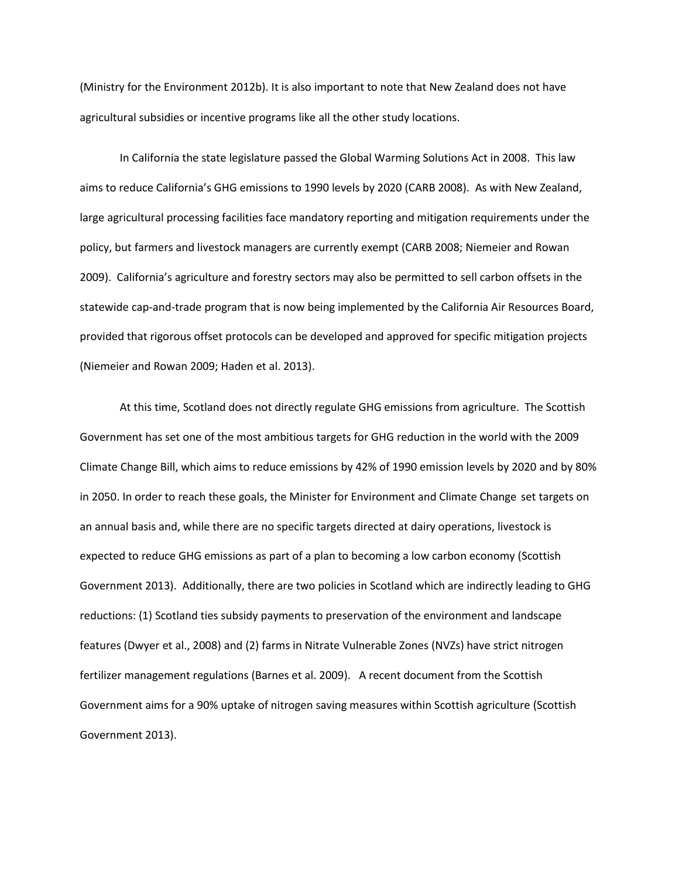(Ministry for the Environment 2012b). It is also important to note that New Zealand does not have agricultural subsidies or incentive programs like all the other study locations.

In California the state legislature passed the Global Warming Solutions Act in 2008. This law aims to reduce California's GHG emissions to 1990 levels by 2020 (CARB 2008). As with New Zealand, large agricultural processing facilities face mandatory reporting and mitigation requirements under the policy, but farmers and livestock managers are currently exempt (CARB 2008; Niemeier and Rowan 2009). California's agriculture and forestry sectors may also be permitted to sell carbon offsets in the statewide cap-and-trade program that is now being implemented by the California Air Resources Board, provided that rigorous offset protocols can be developed and approved for specific mitigation projects (Niemeier and Rowan 2009; Haden et al. 2013).

At this time, Scotland does not directly regulate GHG emissions from agriculture. The Scottish Government has set one of the most ambitious targets for GHG reduction in the world with the 2009 Climate Change Bill, which aims to reduce emissions by 42% of 1990 emission levels by 2020 and by 80% in 2050. In order to reach these goals, the Minister for Environment and Climate Change set targets on an annual basis and, while there are no specific targets directed at dairy operations, livestock is expected to reduce GHG emissions as part of a plan to becoming a low carbon economy (Scottish Government 2013). Additionally, there are two policies in Scotland which are indirectly leading to GHG reductions: (1) Scotland ties subsidy payments to preservation of the environment and landscape features (Dwyer et al., 2008) and (2) farms in Nitrate Vulnerable Zones (NVZs) have strict nitrogen fertilizer management regulations (Barnes et al. 2009). A recent document from the Scottish Government aims for a 90% uptake of nitrogen saving measures within Scottish agriculture (Scottish Government 2013).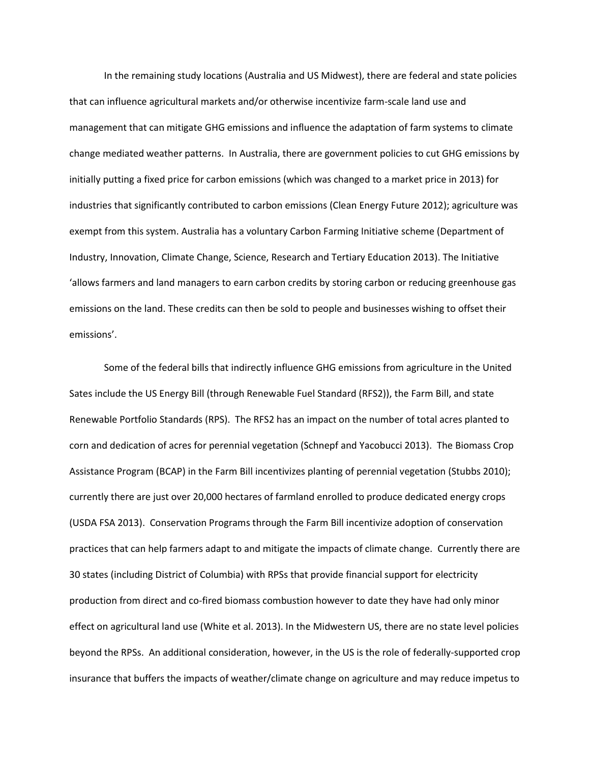In the remaining study locations (Australia and US Midwest), there are federal and state policies that can influence agricultural markets and/or otherwise incentivize farm-scale land use and management that can mitigate GHG emissions and influence the adaptation of farm systems to climate change mediated weather patterns. In Australia, there are government policies to cut GHG emissions by initially putting a fixed price for carbon emissions (which was changed to a market price in 2013) for industries that significantly contributed to carbon emissions (Clean Energy Future 2012); agriculture was exempt from this system. Australia has a voluntary Carbon Farming Initiative scheme (Department of Industry, Innovation, Climate Change, Science, Research and Tertiary Education 2013). The Initiative 'allows farmers and land managers to earn carbon credits by storing carbon or reducing greenhouse gas emissions on the land. These credits can then be sold to people and businesses wishing to offset their emissions'.

Some of the federal bills that indirectly influence GHG emissions from agriculture in the United Sates include the US Energy Bill (through Renewable Fuel Standard (RFS2)), the Farm Bill, and state Renewable Portfolio Standards (RPS). The RFS2 has an impact on the number of total acres planted to corn and dedication of acres for perennial vegetation (Schnepf and Yacobucci 2013). The Biomass Crop Assistance Program (BCAP) in the Farm Bill incentivizes planting of perennial vegetation (Stubbs 2010); currently there are just over 20,000 hectares of farmland enrolled to produce dedicated energy crops (USDA FSA 2013). Conservation Programs through the Farm Bill incentivize adoption of conservation practices that can help farmers adapt to and mitigate the impacts of climate change. Currently there are 30 states (including District of Columbia) with RPSs that provide financial support for electricity production from direct and co-fired biomass combustion however to date they have had only minor effect on agricultural land use (White et al. 2013). In the Midwestern US, there are no state level policies beyond the RPSs. An additional consideration, however, in the US is the role of federally-supported crop insurance that buffers the impacts of weather/climate change on agriculture and may reduce impetus to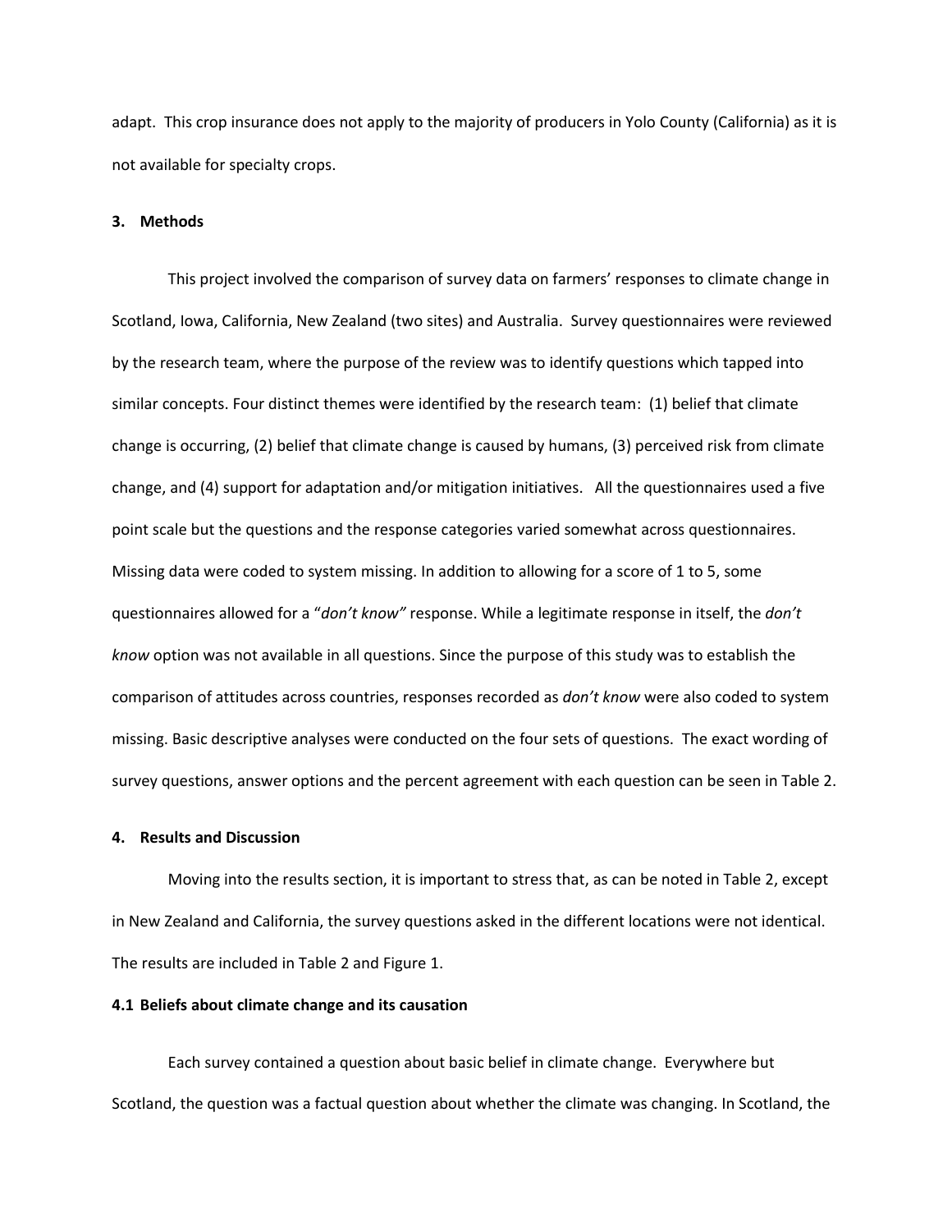adapt. This crop insurance does not apply to the majority of producers in Yolo County (California) as it is not available for specialty crops.

## 3. Methods

This project involved the comparison of survey data on farmers' responses to climate change in Scotland, Iowa, California, New Zealand (two sites) and Australia. Survey questionnaires were reviewed by the research team, where the purpose of the review was to identify questions which tapped into similar concepts. Four distinct themes were identified by the research team: (1) belief that climate change is occurring, (2) belief that climate change is caused by humans, (3) perceived risk from climate change, and (4) support for adaptation and/or mitigation initiatives. All the questionnaires used a five point scale but the questions and the response categories varied somewhat across questionnaires. Missing data were coded to system missing. In addition to allowing for a score of 1 to 5, some questionnaires allowed for a "*don't know"* response. While a legitimate response in itself, the *don't know* option was not available in all questions. Since the purpose of this study was to establish the comparison of attitudes across countries, responses recorded as *don't know* were also coded to system missing. Basic descriptive analyses were conducted on the four sets of questions. The exact wording of survey questions, answer options and the percent agreement with each question can be seen in Table 2.

## 4. Results and Discussion

Moving into the results section, it is important to stress that, as can be noted in Table 2, except in New Zealand and California, the survey questions asked in the different locations were not identical. The results are included in Table 2 and Figure 1.

### 4.1 Beliefs about climate change and its causation

Each survey contained a question about basic belief in climate change. Everywhere but Scotland, the question was a factual question about whether the climate was changing. In Scotland, the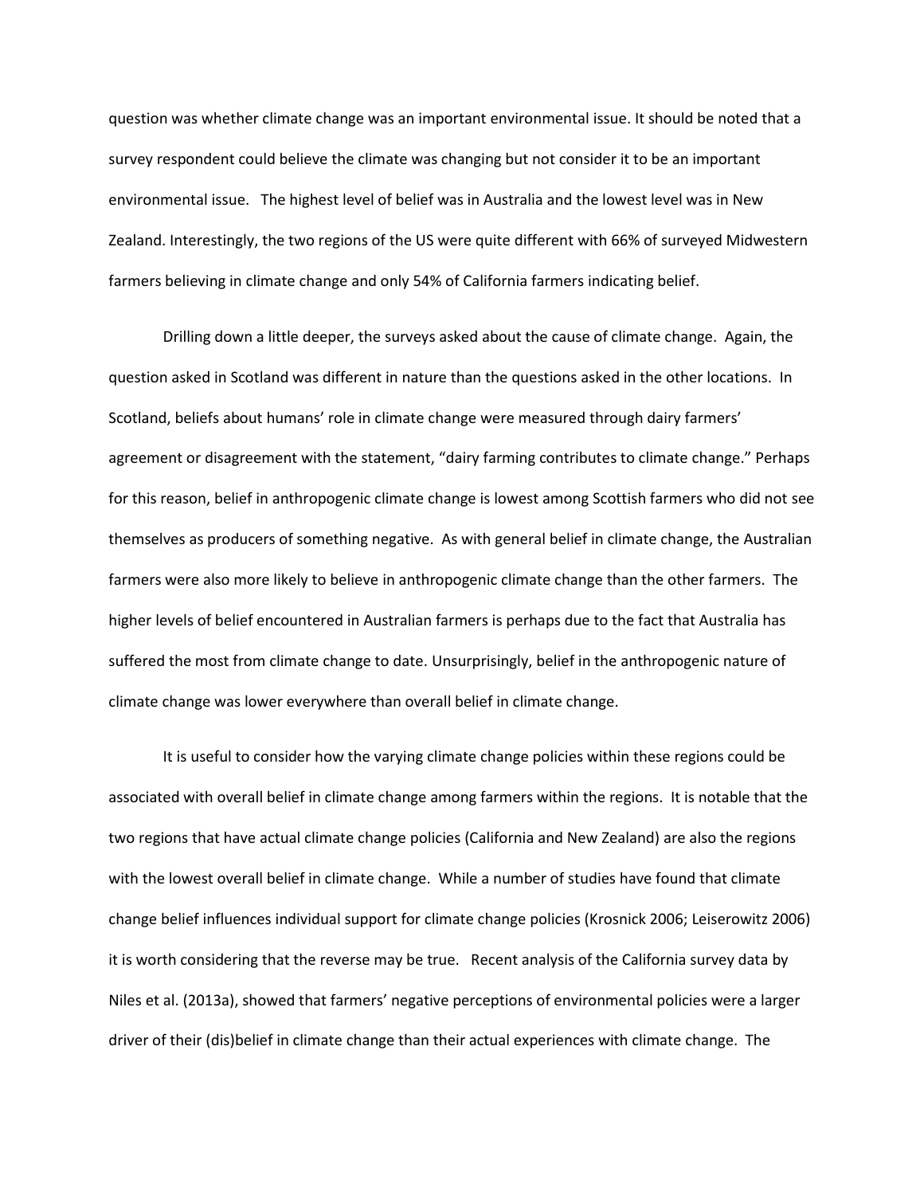question was whether climate change was an important environmental issue. It should be noted that a survey respondent could believe the climate was changing but not consider it to be an important environmental issue. The highest level of belief was in Australia and the lowest level was in New Zealand. Interestingly, the two regions of the US were quite different with 66% of surveyed Midwestern farmers believing in climate change and only 54% of California farmers indicating belief.

Drilling down a little deeper, the surveys asked about the cause of climate change. Again, the question asked in Scotland was different in nature than the questions asked in the other locations. In Scotland, beliefs about humans' role in climate change were measured through dairy farmers' agreement or disagreement with the statement, "dairy farming contributes to climate change." Perhaps for this reason, belief in anthropogenic climate change is lowest among Scottish farmers who did not see themselves as producers of something negative. As with general belief in climate change, the Australian farmers were also more likely to believe in anthropogenic climate change than the other farmers. The higher levels of belief encountered in Australian farmers is perhaps due to the fact that Australia has suffered the most from climate change to date. Unsurprisingly, belief in the anthropogenic nature of climate change was lower everywhere than overall belief in climate change.

It is useful to consider how the varying climate change policies within these regions could be associated with overall belief in climate change among farmers within the regions. It is notable that the two regions that have actual climate change policies (California and New Zealand) are also the regions with the lowest overall belief in climate change. While a number of studies have found that climate change belief influences individual support for climate change policies (Krosnick 2006; Leiserowitz 2006) it is worth considering that the reverse may be true. Recent analysis of the California survey data by Niles et al. (2013a), showed that farmers' negative perceptions of environmental policies were a larger driver of their (dis)belief in climate change than their actual experiences with climate change. The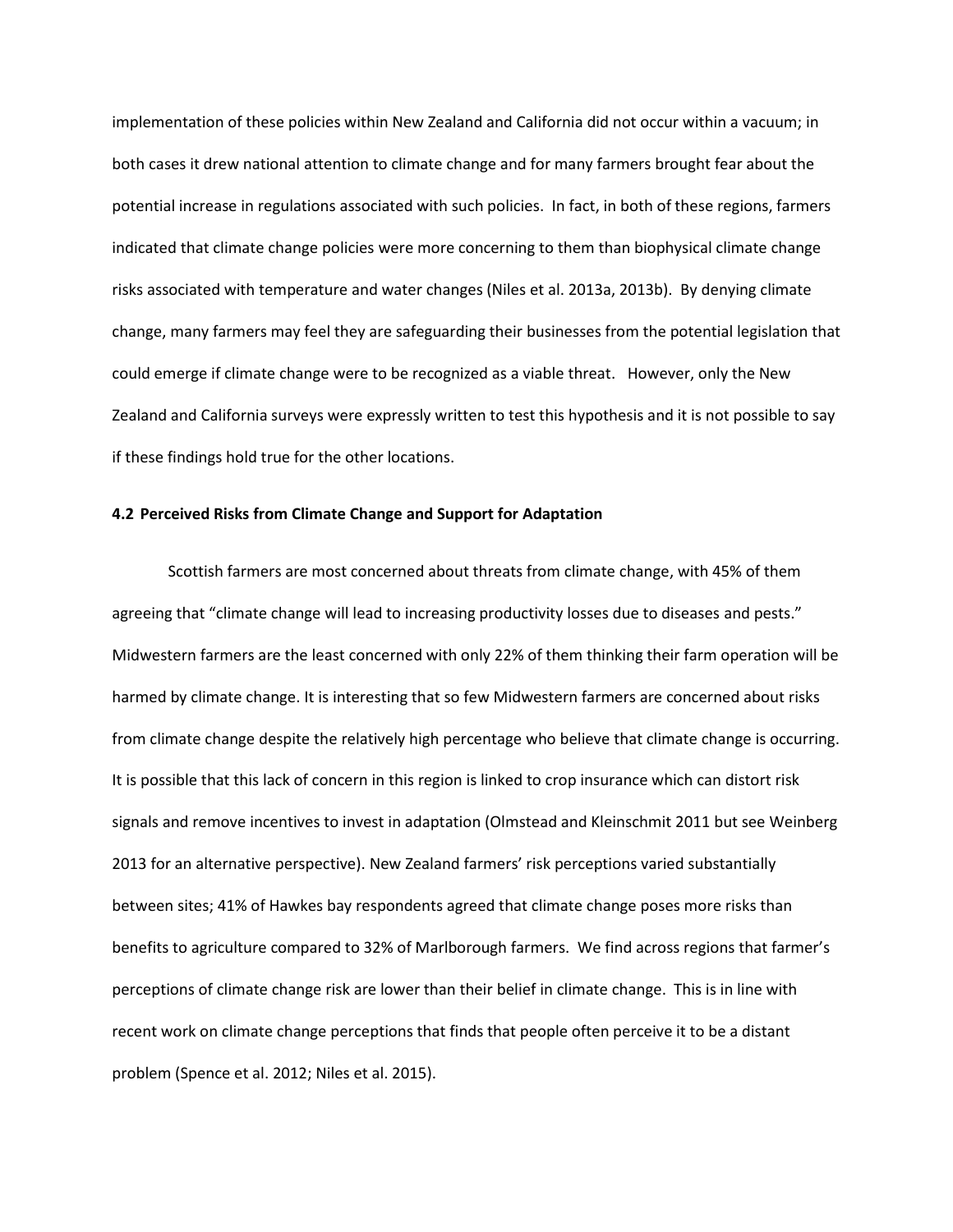implementation of these policies within New Zealand and California did not occur within a vacuum; in both cases it drew national attention to climate change and for many farmers brought fear about the potential increase in regulations associated with such policies. In fact, in both of these regions, farmers indicated that climate change policies were more concerning to them than biophysical climate change risks associated with temperature and water changes (Niles et al. 2013a, 2013b). By denying climate change, many farmers may feel they are safeguarding their businesses from the potential legislation that could emerge if climate change were to be recognized as a viable threat. However, only the New Zealand and California surveys were expressly written to test this hypothesis and it is not possible to say if these findings hold true for the other locations.

### 4.2 Perceived Risks from Climate Change and Support for Adaptation

Scottish farmers are most concerned about threats from climate change, with 45% of them agreeing that "climate change will lead to increasing productivity losses due to diseases and pests." Midwestern farmers are the least concerned with only 22% of them thinking their farm operation will be harmed by climate change. It is interesting that so few Midwestern farmers are concerned about risks from climate change despite the relatively high percentage who believe that climate change is occurring. It is possible that this lack of concern in this region is linked to crop insurance which can distort risk signals and remove incentives to invest in adaptation (Olmstead and Kleinschmit 2011 but see Weinberg 2013 for an alternative perspective). New Zealand farmers' risk perceptions varied substantially between sites; 41% of Hawkes bay respondents agreed that climate change poses more risks than benefits to agriculture compared to 32% of Marlborough farmers. We find across regions that farmer's perceptions of climate change risk are lower than their belief in climate change. This is in line with recent work on climate change perceptions that finds that people often perceive it to be a distant problem (Spence et al. 2012; Niles et al. 2015).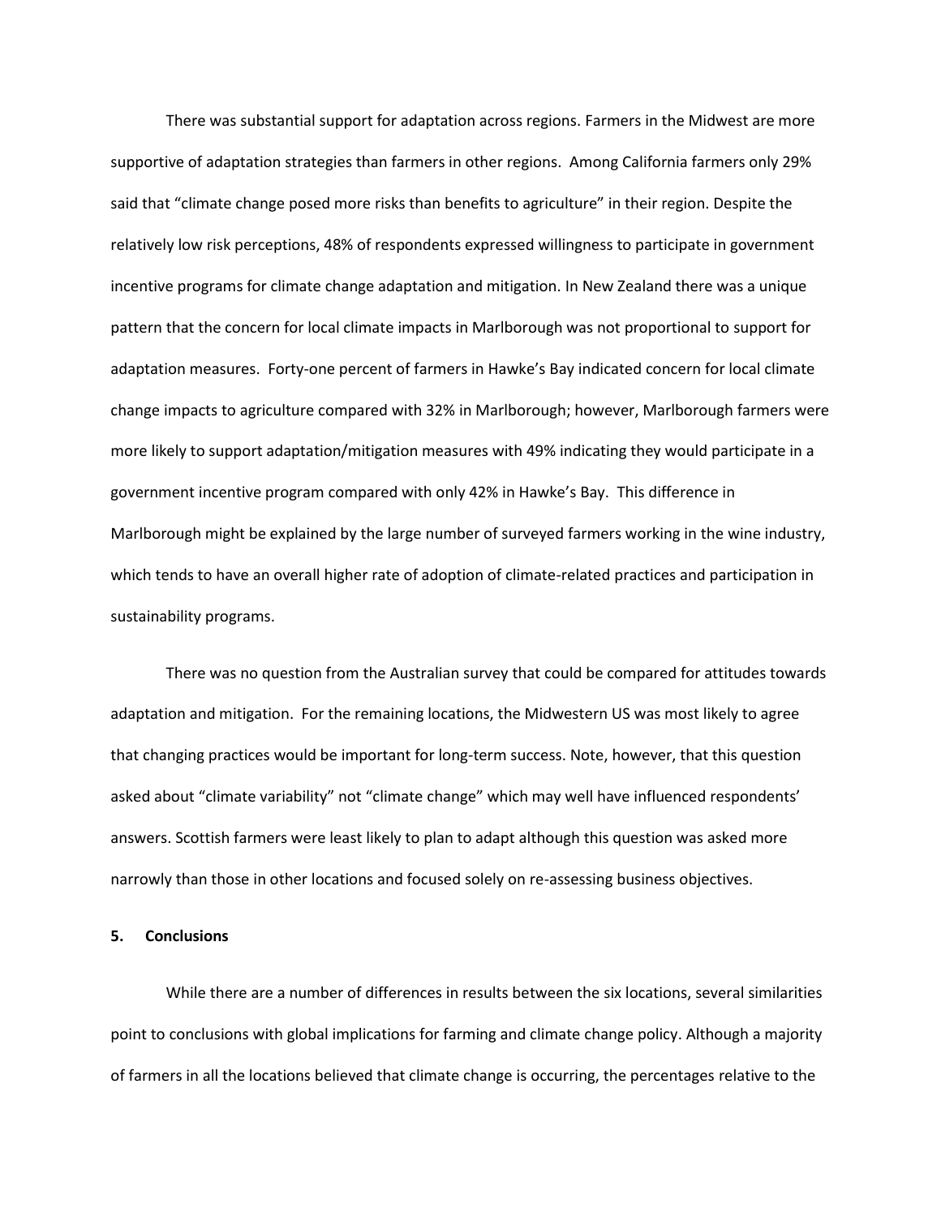There was substantial support for adaptation across regions. Farmers in the Midwest are more supportive of adaptation strategies than farmers in other regions. Among California farmers only 29% said that "climate change posed more risks than benefits to agriculture" in their region. Despite the relatively low risk perceptions, 48% of respondents expressed willingness to participate in government incentive programs for climate change adaptation and mitigation. In New Zealand there was a unique pattern that the concern for local climate impacts in Marlborough was not proportional to support for adaptation measures. Forty-one percent of farmers in Hawke's Bay indicated concern for local climate change impacts to agriculture compared with 32% in Marlborough; however, Marlborough farmers were more likely to support adaptation/mitigation measures with 49% indicating they would participate in a government incentive program compared with only 42% in Hawke's Bay. This difference in Marlborough might be explained by the large number of surveyed farmers working in the wine industry, which tends to have an overall higher rate of adoption of climate-related practices and participation in sustainability programs.

There was no question from the Australian survey that could be compared for attitudes towards adaptation and mitigation. For the remaining locations, the Midwestern US was most likely to agree that changing practices would be important for long-term success. Note, however, that this question asked about "climate variability" not "climate change" which may well have influenced respondents' answers. Scottish farmers were least likely to plan to adapt although this question was asked more narrowly than those in other locations and focused solely on re-assessing business objectives.

## 5. Conclusions

While there are a number of differences in results between the six locations, several similarities point to conclusions with global implications for farming and climate change policy. Although a majority of farmers in all the locations believed that climate change is occurring, the percentages relative to the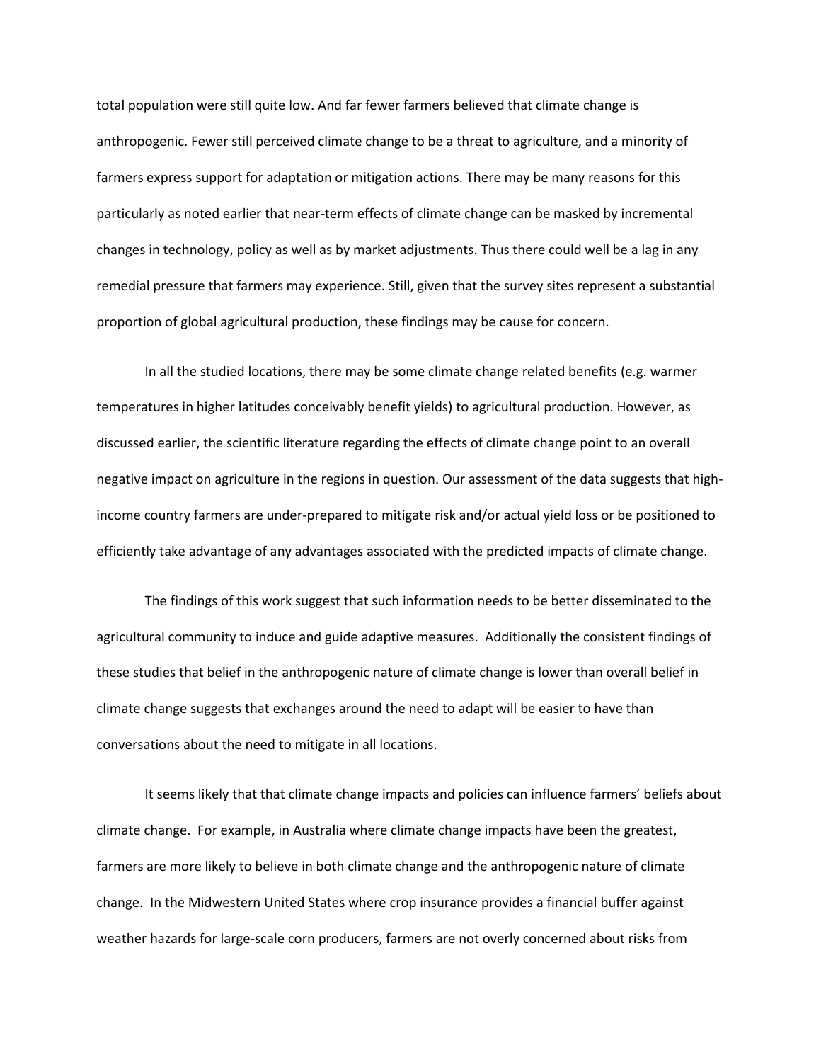total population were still quite low. And far fewer farmers believed that climate change is anthropogenic. Fewer still perceived climate change to be a threat to agriculture, and a minority of farmers express support for adaptation or mitigation actions. There may be many reasons for this particularly as noted earlier that near-term effects of climate change can be masked by incremental changes in technology, policy as well as by market adjustments. Thus there could well be a lag in any remedial pressure that farmers may experience. Still, given that the survey sites represent a substantial proportion of global agricultural production, these findings may be cause for concern.

In all the studied locations, there may be some climate change related benefits (e.g. warmer temperatures in higher latitudes conceivably benefit yields) to agricultural production. However, as discussed earlier, the scientific literature regarding the effects of climate change point to an overall negative impact on agriculture in the regions in question. Our assessment of the data suggests that high-income country farmers are under-prepared to mitigate risk and/or actual yield loss or be positioned to efficiently take advantage of any advantages associated with the predicted impacts of climate change.

The findings of this work suggest that such information needs to be better disseminated to the agricultural community to induce and guide adaptive measures. Additionally the consistent findings of these studies that belief in the anthropogenic nature of climate change is lower than overall belief in climate change suggests that exchanges around the need to adapt will be easier to have than conversations about the need to mitigate in all locations.

It seems likely that that climate change impacts and policies can influence farmers' beliefs about climate change. For example, in Australia where climate change impacts have been the greatest, farmers are more likely to believe in both climate change and the anthropogenic nature of climate change. In the Midwestern United States where crop insurance provides a financial buffer against weather hazards for large-scale corn producers, farmers are not overly concerned about risks from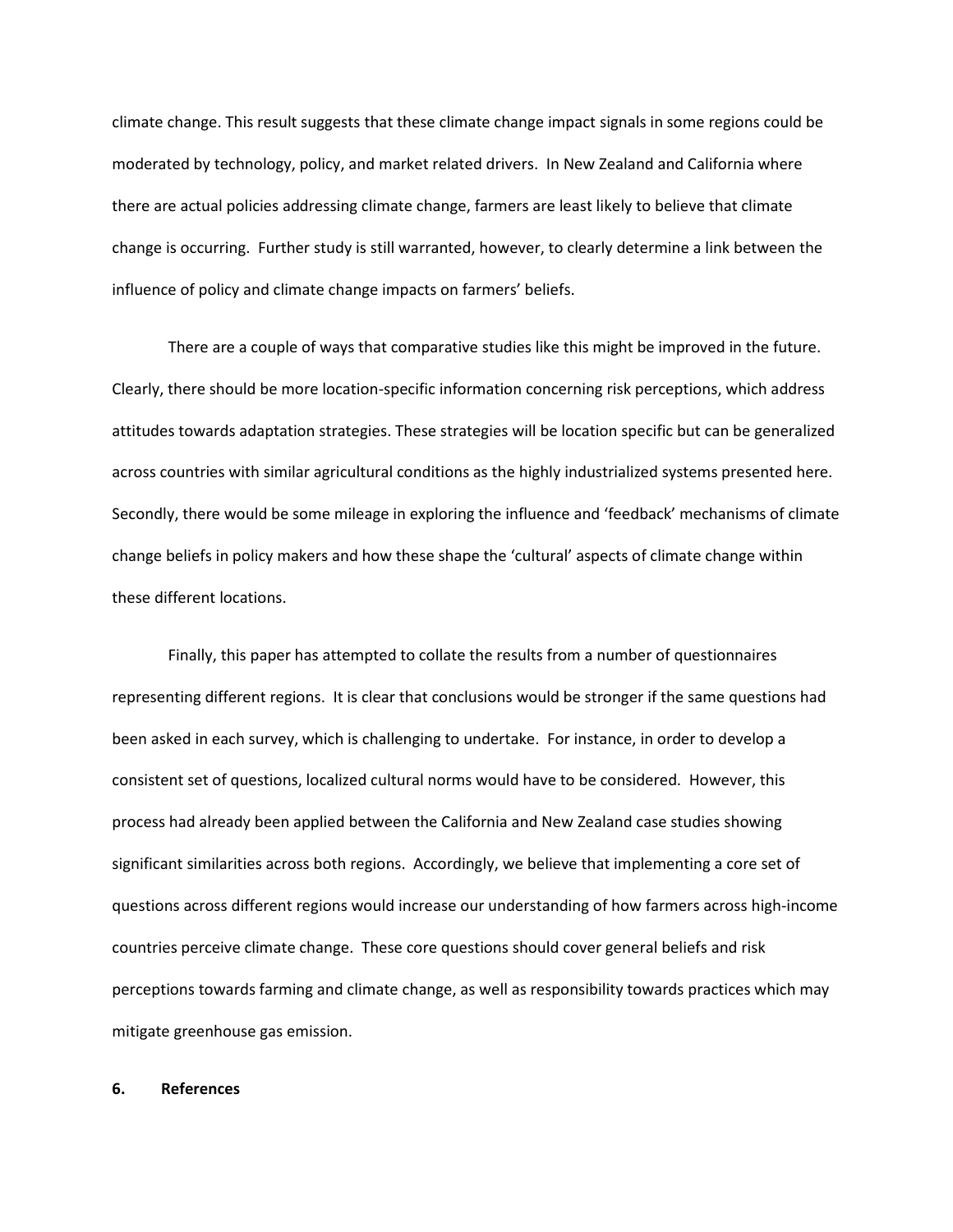climate change. This result suggests that these climate change impact signals in some regions could be moderated by technology, policy, and market related drivers. In New Zealand and California where there are actual policies addressing climate change, farmers are least likely to believe that climate change is occurring. Further study is still warranted, however, to clearly determine a link between the influence of policy and climate change impacts on farmers' beliefs.

There are a couple of ways that comparative studies like this might be improved in the future. Clearly, there should be more location-specific information concerning risk perceptions, which address attitudes towards adaptation strategies. These strategies will be location specific but can be generalized across countries with similar agricultural conditions as the highly industrialized systems presented here. Secondly, there would be some mileage in exploring the influence and 'feedback' mechanisms of climate change beliefs in policy makers and how these shape the 'cultural' aspects of climate change within these different locations.

Finally, this paper has attempted to collate the results from a number of questionnaires representing different regions. It is clear that conclusions would be stronger if the same questions had been asked in each survey, which is challenging to undertake. For instance, in order to develop a consistent set of questions, localized cultural norms would have to be considered. However, this process had already been applied between the California and New Zealand case studies showing significant similarities across both regions. Accordingly, we believe that implementing a core set of questions across different regions would increase our understanding of how farmers across high-income countries perceive climate change. These core questions should cover general beliefs and risk perceptions towards farming and climate change, as well as responsibility towards practices which may mitigate greenhouse gas emission.

## 6. References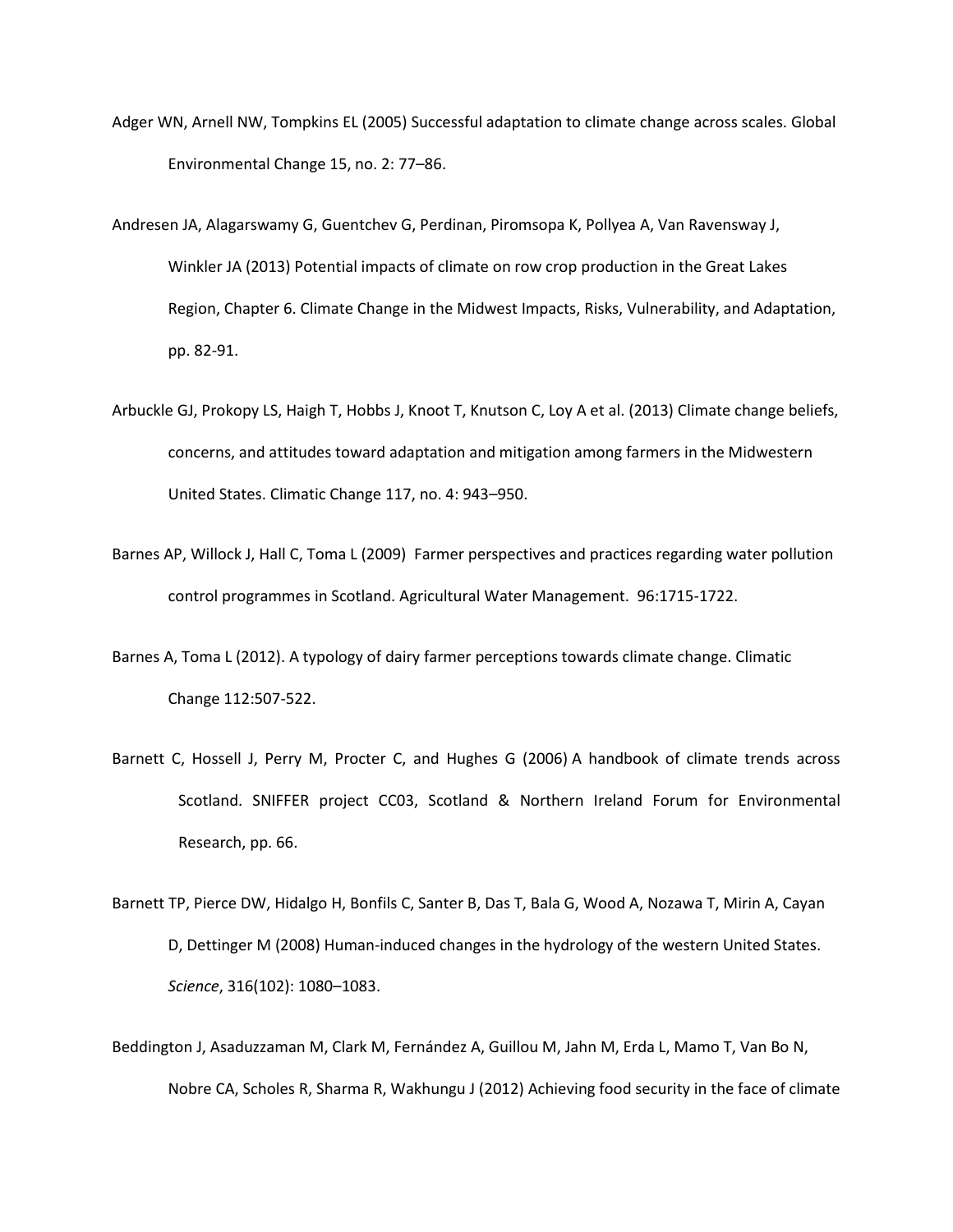Adger WN, Arnell NW, Tompkins EL (2005) Successful adaptation to climate change across scales. Global Environmental Change 15, no. 2: 77–86.

Andresen JA, Alagarswamy G, Guentchev G, Perdinan, Piromsopa K, Pollyea A, Van Ravensway J, Winkler JA (2013) Potential impacts of climate on row crop production in the Great Lakes Region, Chapter 6. Climate Change in the Midwest Impacts, Risks, Vulnerability, and Adaptation, pp. 82-91.

Arbuckle GJ, Prokopy LS, Haigh T, Hobbs J, Knoot T, Knutson C, Loy A et al. (2013) Climate change beliefs, concerns, and attitudes toward adaptation and mitigation among farmers in the Midwestern United States. Climatic Change 117, no. 4: 943–950.

Barnes AP, Willock J, Hall C, Toma L (2009) Farmer perspectives and practices regarding water pollution control programmes in Scotland. Agricultural Water Management. 96:1715-1722.

Barnes A, Toma L (2012). A typology of dairy farmer perceptions towards climate change. Climatic Change 112:507-522.

Barnett C, Hossell J, Perry M, Procter C, and Hughes G (2006) A handbook of climate trends across Scotland. SNIFFER project CC03, Scotland & Northern Ireland Forum for Environmental Research, pp. 66.

Barnett TP, Pierce DW, Hidalgo H, Bonfils C, Santer B, Das T, Bala G, Wood A, Nozawa T, Mirin A, Cayan D, Dettinger M (2008) Human-induced changes in the hydrology of the western United States. *Science*, 316(102): 1080–1083.

Beddington J, Asaduzzaman M, Clark M, Fernández A, Guillou M, Jahn M, Erda L, Mamo T, Van Bo N, Nobre CA, Scholes R, Sharma R, Wakhungu J (2012) Achieving food security in the face of climate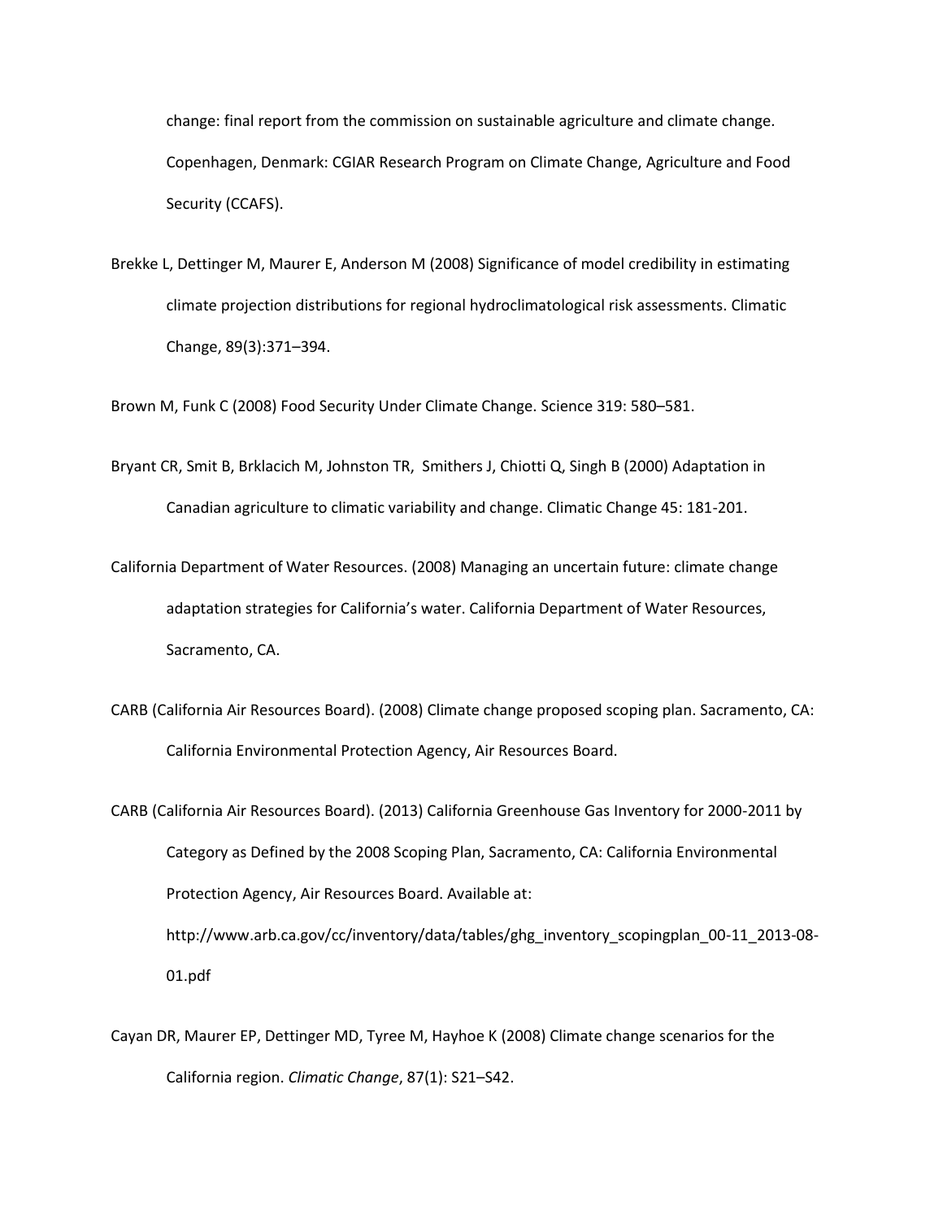change: final report from the commission on sustainable agriculture and climate change. Copenhagen, Denmark: CGIAR Research Program on Climate Change, Agriculture and Food Security (CCAFS).

Brekke L, Dettinger M, Maurer E, Anderson M (2008) Significance of model credibility in estimating climate projection distributions for regional hydroclimatological risk assessments. Climatic Change, 89(3):371–394.

Brown M, Funk C (2008) Food Security Under Climate Change. Science 319: 580–581.

Bryant CR, Smit B, Brklacich M, Johnston TR, Smithers J, Chiotti Q, Singh B (2000) Adaptation in Canadian agriculture to climatic variability and change. Climatic Change 45: 181-201.

California Department of Water Resources. (2008) Managing an uncertain future: climate change adaptation strategies for California's water. California Department of Water Resources, Sacramento, CA.

CARB (California Air Resources Board). (2008) Climate change proposed scoping plan. Sacramento, CA: California Environmental Protection Agency, Air Resources Board.

CARB (California Air Resources Board). (2013) California Greenhouse Gas Inventory for 2000-2011 by Category as Defined by the 2008 Scoping Plan, Sacramento, CA: California Environmental Protection Agency, Air Resources Board. Available at: http://www.arb.ca.gov/cc/inventory/data/tables/ghg_inventory_scopingplan_00-11_2013-08-01.pdf

Cayan DR, Maurer EP, Dettinger MD, Tyree M, Hayhoe K (2008) Climate change scenarios for the California region. *Climatic Change*, 87(1): S21–S42.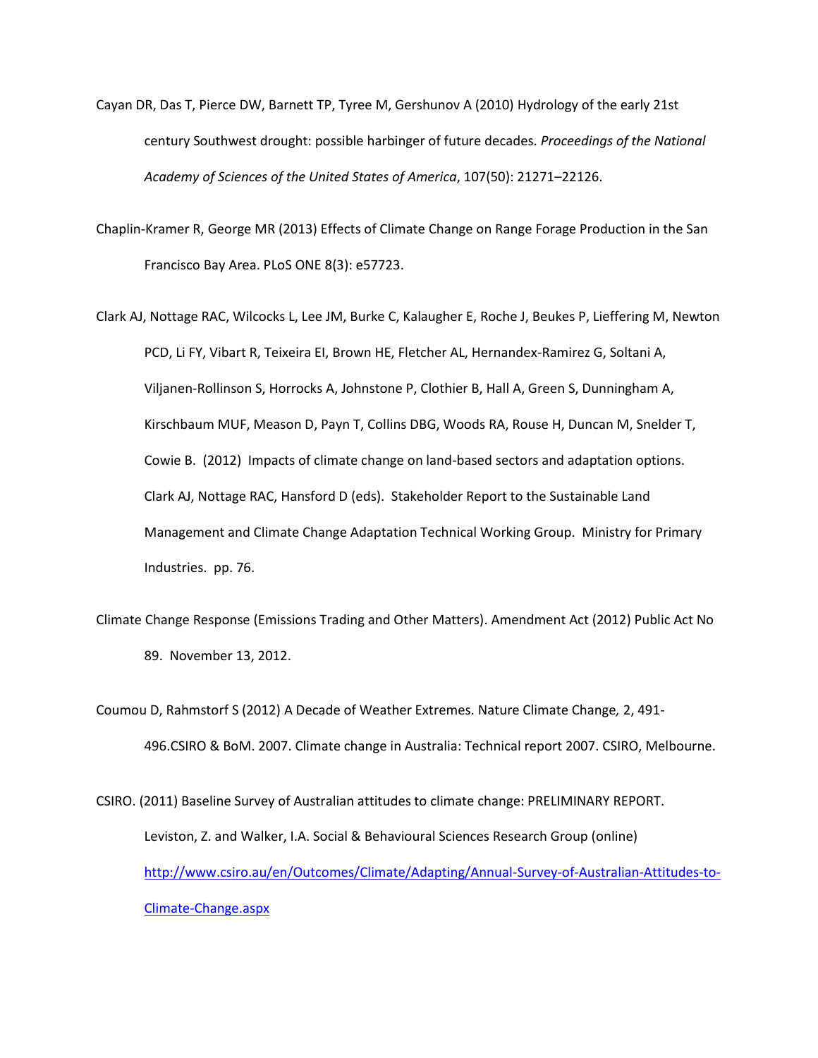Cayan DR, Das T, Pierce DW, Barnett TP, Tyree M, Gershunov A (2010) Hydrology of the early 21st century Southwest drought: possible harbinger of future decades. *Proceedings of the National Academy of Sciences of the United States of America*, 107(50): 21271–22126.

Chaplin-Kramer R, George MR (2013) Effects of Climate Change on Range Forage Production in the San Francisco Bay Area. PLoS ONE 8(3): e57723.

Clark AJ, Nottage RAC, Wilcocks L, Lee JM, Burke C, Kalaugher E, Roche J, Beukes P, Lieffering M, Newton PCD, Li FY, Vibart R, Teixeira EI, Brown HE, Fletcher AL, Hernandex-Ramirez G, Soltani A, Viljanen-Rollinson S, Horrocks A, Johnstone P, Clothier B, Hall A, Green S, Dunningham A, Kirschbaum MUF, Meason D, Payn T, Collins DBG, Woods RA, Rouse H, Duncan M, Snelder T, Cowie B. (2012) Impacts of climate change on land-based sectors and adaptation options. Clark AJ, Nottage RAC, Hansford D (eds). Stakeholder Report to the Sustainable Land Management and Climate Change Adaptation Technical Working Group. Ministry for Primary Industries. pp. 76.

Climate Change Response (Emissions Trading and Other Matters). Amendment Act (2012) Public Act No 89. November 13, 2012.

Coumou D, Rahmstorf S (2012) A Decade of Weather Extremes. Nature Climate Change*,* 2, 491-496.CSIRO & BoM. 2007. Climate change in Australia: Technical report 2007. CSIRO, Melbourne.

CSIRO. (2011) Baseline Survey of Australian attitudes to climate change: PRELIMINARY REPORT. Leviston, Z. and Walker, I.A. Social & Behavioural Sciences Research Group (online) http://www.csiro.au/en/Outcomes/Climate/Adapting/Annual-Survey-of-Australian-Attitudes-to-Climate-Change.aspx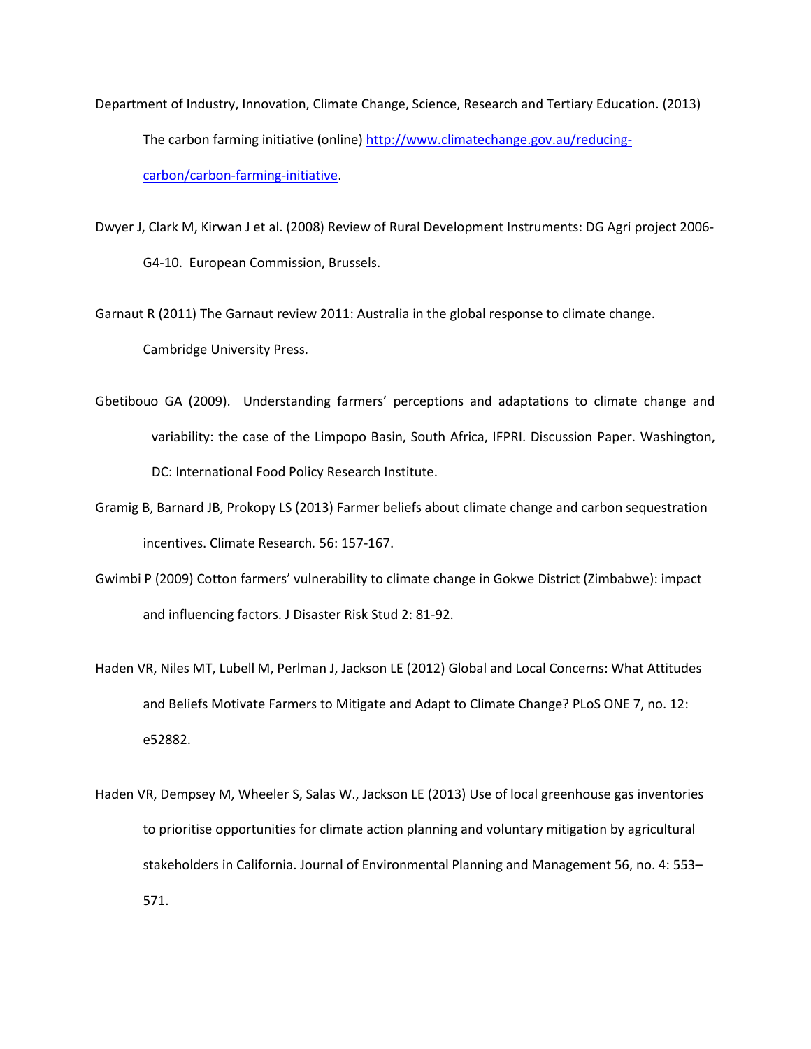Department of Industry, Innovation, Climate Change, Science, Research and Tertiary Education. (2013) The carbon farming initiative (online) [http://www.climatechange.gov.au/reducing-carbon/carbon-farming-initiative](http://www.climatechange.gov.au/reducing-carbon/carbon-farming-initiative).

Dwyer J, Clark M, Kirwan J et al. (2008) Review of Rural Development Instruments: DG Agri project 2006-G4-10. European Commission, Brussels.

Garnaut R (2011) The Garnaut review 2011: Australia in the global response to climate change. Cambridge University Press.

Gbetibouo GA (2009). Understanding farmers' perceptions and adaptations to climate change and variability: the case of the Limpopo Basin, South Africa, IFPRI. Discussion Paper. Washington, DC: International Food Policy Research Institute.

Gramig B, Barnard JB, Prokopy LS (2013) Farmer beliefs about climate change and carbon sequestration incentives. Climate Research. 56: 157-167.

Gwimbi P (2009) Cotton farmers' vulnerability to climate change in Gokwe District (Zimbabwe): impact and influencing factors. J Disaster Risk Stud 2: 81-92.

Haden VR, Niles MT, Lubell M, Perlman J, Jackson LE (2012) Global and Local Concerns: What Attitudes and Beliefs Motivate Farmers to Mitigate and Adapt to Climate Change? PLoS ONE 7, no. 12: e52882.

Haden VR, Dempsey M, Wheeler S, Salas W., Jackson LE (2013) Use of local greenhouse gas inventories to prioritise opportunities for climate action planning and voluntary mitigation by agricultural stakeholders in California. Journal of Environmental Planning and Management 56, no. 4: 553–571.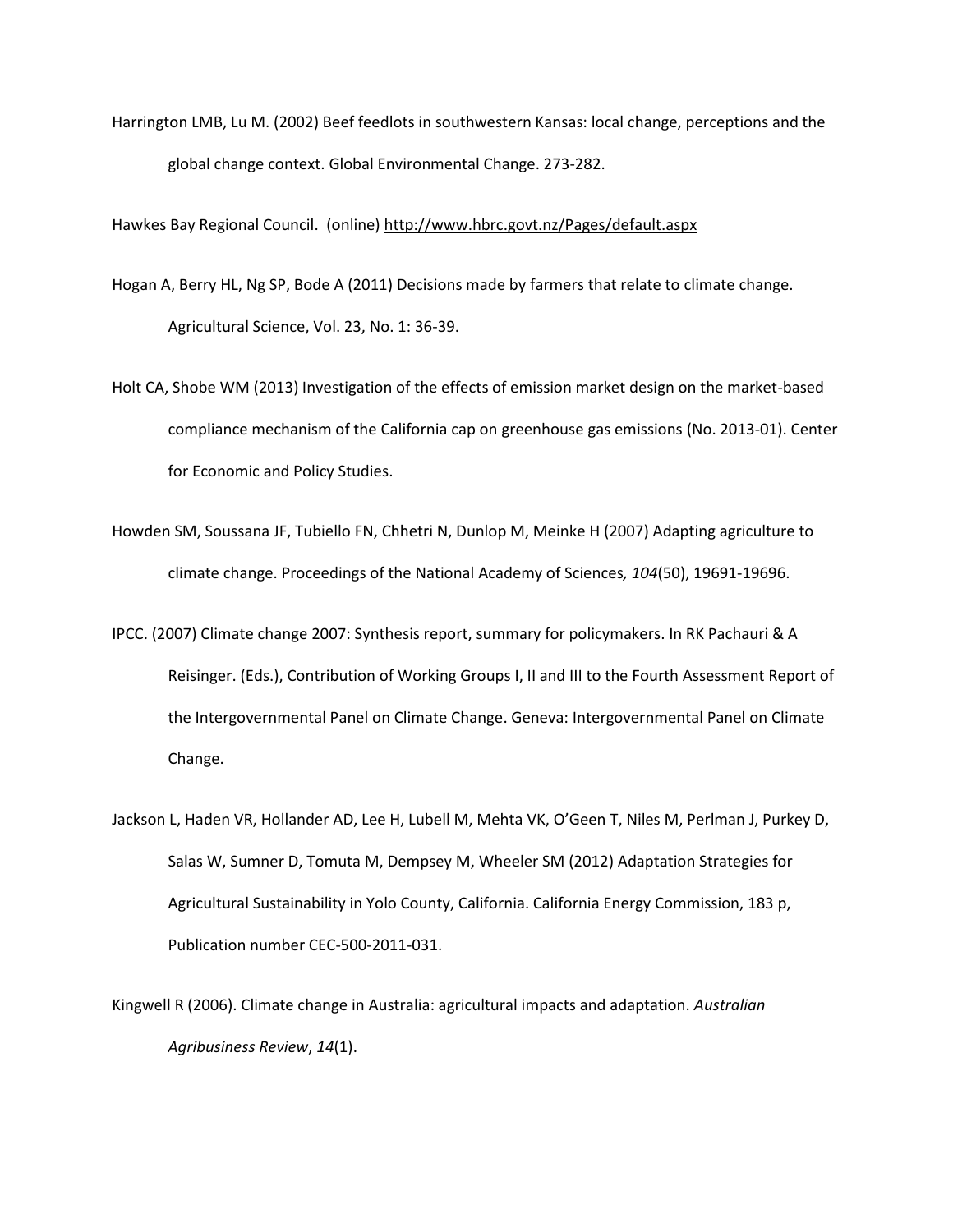Harrington LMB, Lu M. (2002) Beef feedlots in southwestern Kansas: local change, perceptions and the global change context. Global Environmental Change. 273-282.

Hawkes Bay Regional Council. (online) http://www.hbrc.govt.nz/Pages/default.aspx

Hogan A, Berry HL, Ng SP, Bode A (2011) Decisions made by farmers that relate to climate change. Agricultural Science, Vol. 23, No. 1: 36-39.

Holt CA, Shobe WM (2013) Investigation of the effects of emission market design on the market-based compliance mechanism of the California cap on greenhouse gas emissions (No. 2013-01). Center for Economic and Policy Studies.

Howden SM, Soussana JF, Tubiello FN, Chhetri N, Dunlop M, Meinke H (2007) Adapting agriculture to climate change. Proceedings of the National Academy of Sciences*, 104*(50), 19691-19696.

IPCC. (2007) Climate change 2007: Synthesis report, summary for policymakers. In RK Pachauri & A Reisinger. (Eds.), Contribution of Working Groups I, II and III to the Fourth Assessment Report of the Intergovernmental Panel on Climate Change. Geneva: Intergovernmental Panel on Climate Change.

Jackson L, Haden VR, Hollander AD, Lee H, Lubell M, Mehta VK, O'Geen T, Niles M, Perlman J, Purkey D, Salas W, Sumner D, Tomuta M, Dempsey M, Wheeler SM (2012) Adaptation Strategies for Agricultural Sustainability in Yolo County, California. California Energy Commission, 183 p, Publication number CEC-500-2011-031.

Kingwell R (2006). Climate change in Australia: agricultural impacts and adaptation. *Australian Agribusiness Review*, *14*(1).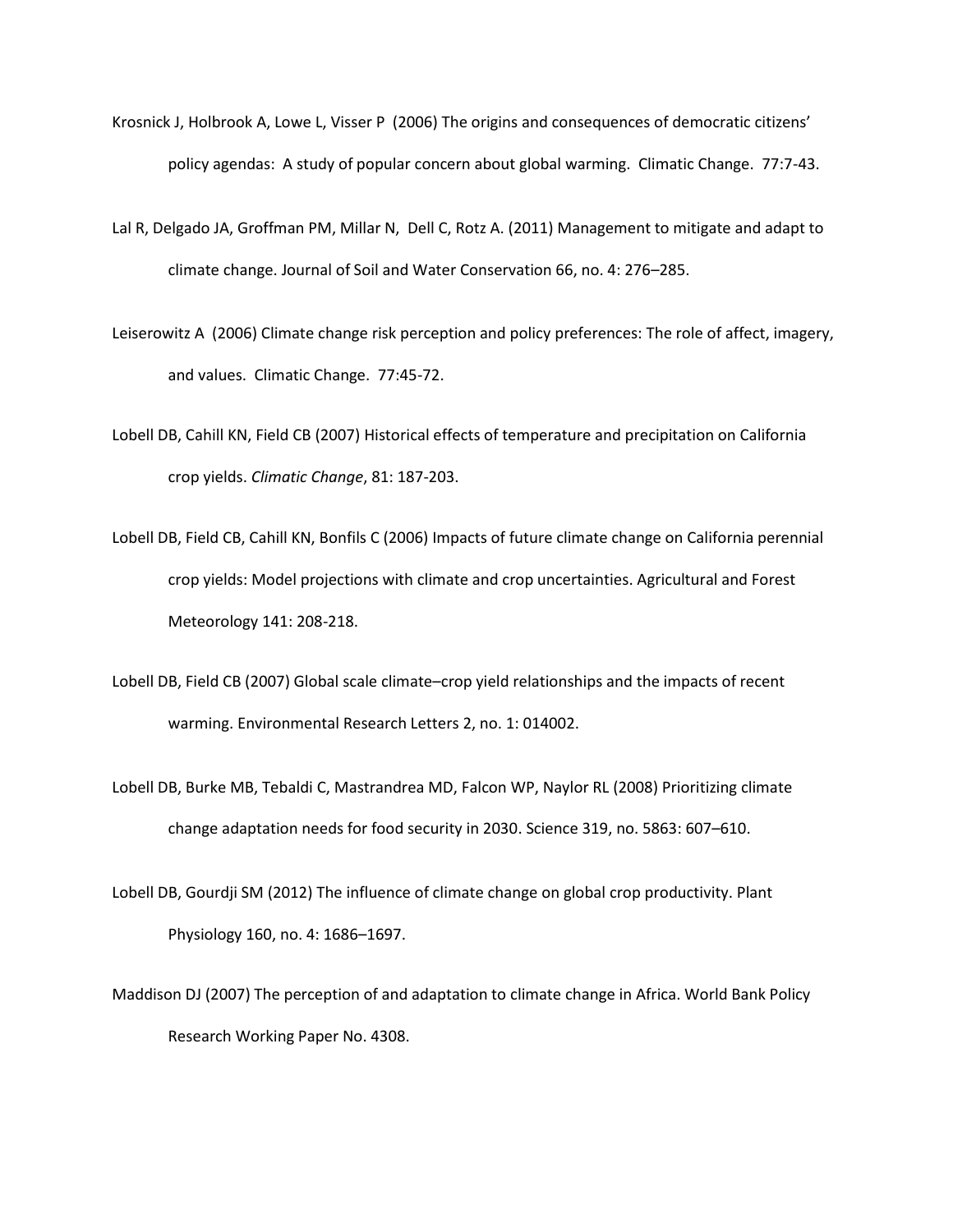Krosnick J, Holbrook A, Lowe L, Visser P (2006) The origins and consequences of democratic citizens' policy agendas: A study of popular concern about global warming. Climatic Change. 77:7-43.

Lal R, Delgado JA, Groffman PM, Millar N, Dell C, Rotz A. (2011) Management to mitigate and adapt to climate change. Journal of Soil and Water Conservation 66, no. 4: 276–285.

Leiserowitz A (2006) Climate change risk perception and policy preferences: The role of affect, imagery, and values. Climatic Change. 77:45-72.

Lobell DB, Cahill KN, Field CB (2007) Historical effects of temperature and precipitation on California crop yields. *Climatic Change*, 81: 187-203.

Lobell DB, Field CB, Cahill KN, Bonfils C (2006) Impacts of future climate change on California perennial crop yields: Model projections with climate and crop uncertainties. Agricultural and Forest Meteorology 141: 208-218.

Lobell DB, Field CB (2007) Global scale climate–crop yield relationships and the impacts of recent warming. Environmental Research Letters 2, no. 1: 014002.

Lobell DB, Burke MB, Tebaldi C, Mastrandrea MD, Falcon WP, Naylor RL (2008) Prioritizing climate change adaptation needs for food security in 2030. Science 319, no. 5863: 607–610.

Lobell DB, Gourdji SM (2012) The influence of climate change on global crop productivity. Plant Physiology 160, no. 4: 1686–1697.

Maddison DJ (2007) The perception of and adaptation to climate change in Africa. World Bank Policy Research Working Paper No. 4308.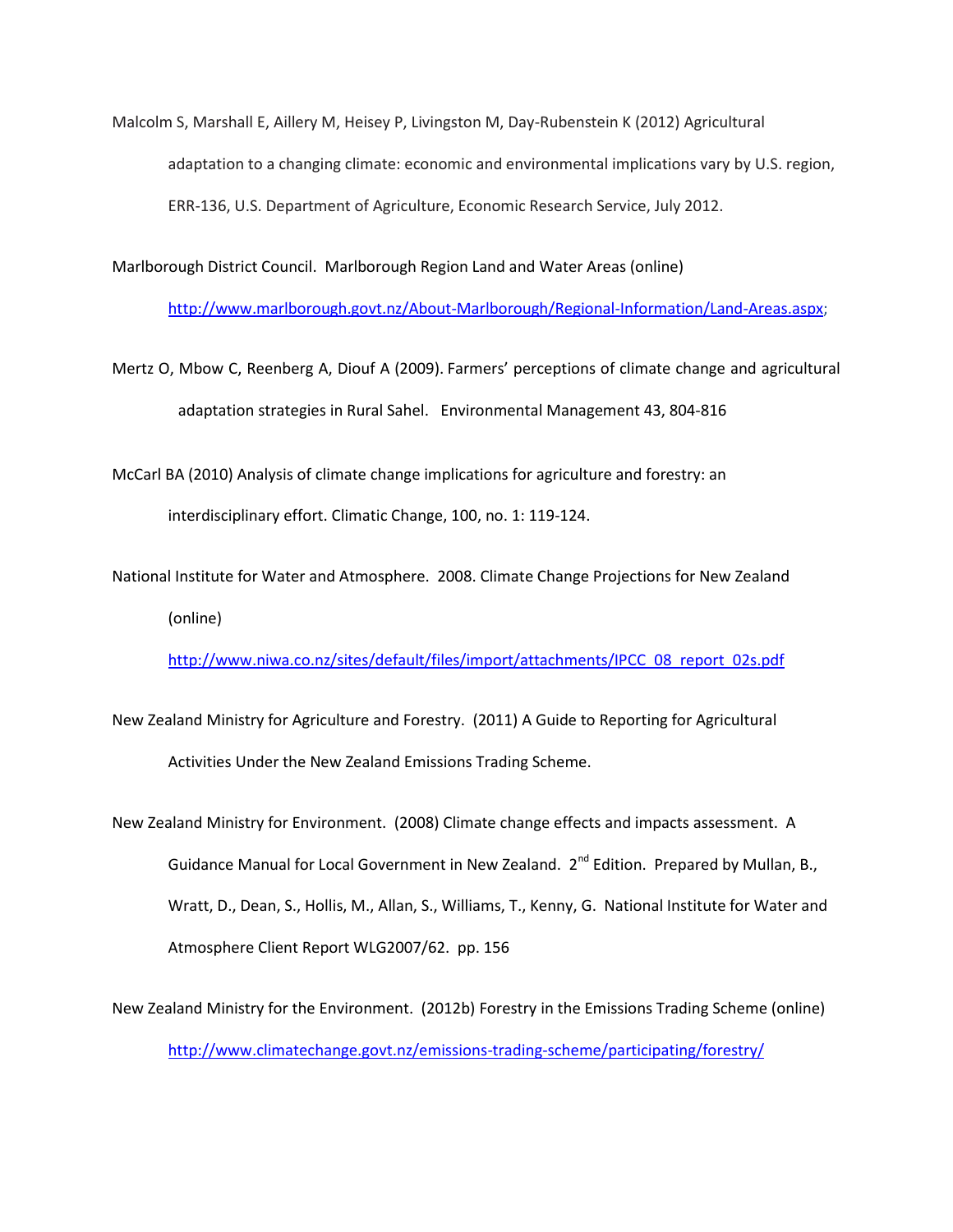Malcolm S, Marshall E, Aillery M, Heisey P, Livingston M, Day-Rubenstein K (2012) Agricultural adaptation to a changing climate: economic and environmental implications vary by U.S. region, ERR-136, U.S. Department of Agriculture, Economic Research Service, July 2012.

Marlborough District Council. Marlborough Region Land and Water Areas (online) http://www.marlborough.govt.nz/About-Marlborough/Regional-Information/Land-Areas.aspx;

Mertz O, Mbow C, Reenberg A, Diouf A (2009). Farmers' perceptions of climate change and agricultural adaptation strategies in Rural Sahel. Environmental Management 43, 804-816

McCarl BA (2010) Analysis of climate change implications for agriculture and forestry: an interdisciplinary effort. Climatic Change, 100, no. 1: 119-124.

National Institute for Water and Atmosphere. 2008. Climate Change Projections for New Zealand (online) http://www.niwa.co.nz/sites/default/files/import/attachments/IPCC_08_report_02s.pdf

New Zealand Ministry for Agriculture and Forestry. (2011) A Guide to Reporting for Agricultural Activities Under the New Zealand Emissions Trading Scheme.

New Zealand Ministry for Environment. (2008) Climate change effects and impacts assessment. A Guidance Manual for Local Government in New Zealand. 2nd Edition. Prepared by Mullan, B., Wratt, D., Dean, S., Hollis, M., Allan, S., Williams, T., Kenny, G. National Institute for Water and Atmosphere Client Report WLG2007/62. pp. 156

New Zealand Ministry for the Environment. (2012b) Forestry in the Emissions Trading Scheme (online) http://www.climatechange.govt.nz/emissions-trading-scheme/participating/forestry/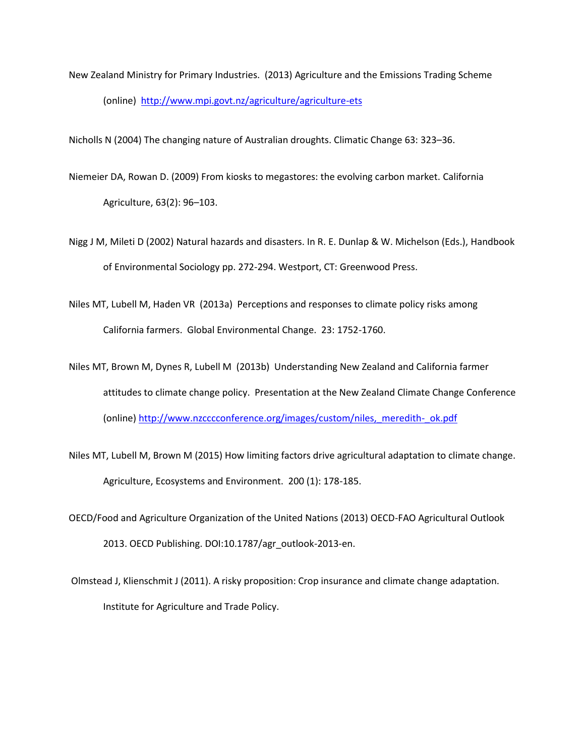New Zealand Ministry for Primary Industries. (2013) Agriculture and the Emissions Trading Scheme (online) http://www.mpi.govt.nz/agriculture/agriculture-ets

Nicholls N (2004) The changing nature of Australian droughts. Climatic Change 63: 323–36.

Niemeier DA, Rowan D. (2009) From kiosks to megastores: the evolving carbon market. California Agriculture, 63(2): 96–103.

Nigg J M, Mileti D (2002) Natural hazards and disasters. In R. E. Dunlap & W. Michelson (Eds.), Handbook of Environmental Sociology pp. 272-294. Westport, CT: Greenwood Press.

Niles MT, Lubell M, Haden VR (2013a) Perceptions and responses to climate policy risks among California farmers. Global Environmental Change. 23: 1752-1760.

Niles MT, Brown M, Dynes R, Lubell M (2013b) Understanding New Zealand and California farmer attitudes to climate change policy. Presentation at the New Zealand Climate Change Conference (online) http://www.nzcccconference.org/images/custom/niles,_meredith-_ok.pdf

Niles MT, Lubell M, Brown M (2015) How limiting factors drive agricultural adaptation to climate change. Agriculture, Ecosystems and Environment. 200 (1): 178-185.

OECD/Food and Agriculture Organization of the United Nations (2013) OECD-FAO Agricultural Outlook 2013. OECD Publishing. DOI:10.1787/agr_outlook-2013-en.

Olmstead J, Klienschmit J (2011). A risky proposition: Crop insurance and climate change adaptation. Institute for Agriculture and Trade Policy.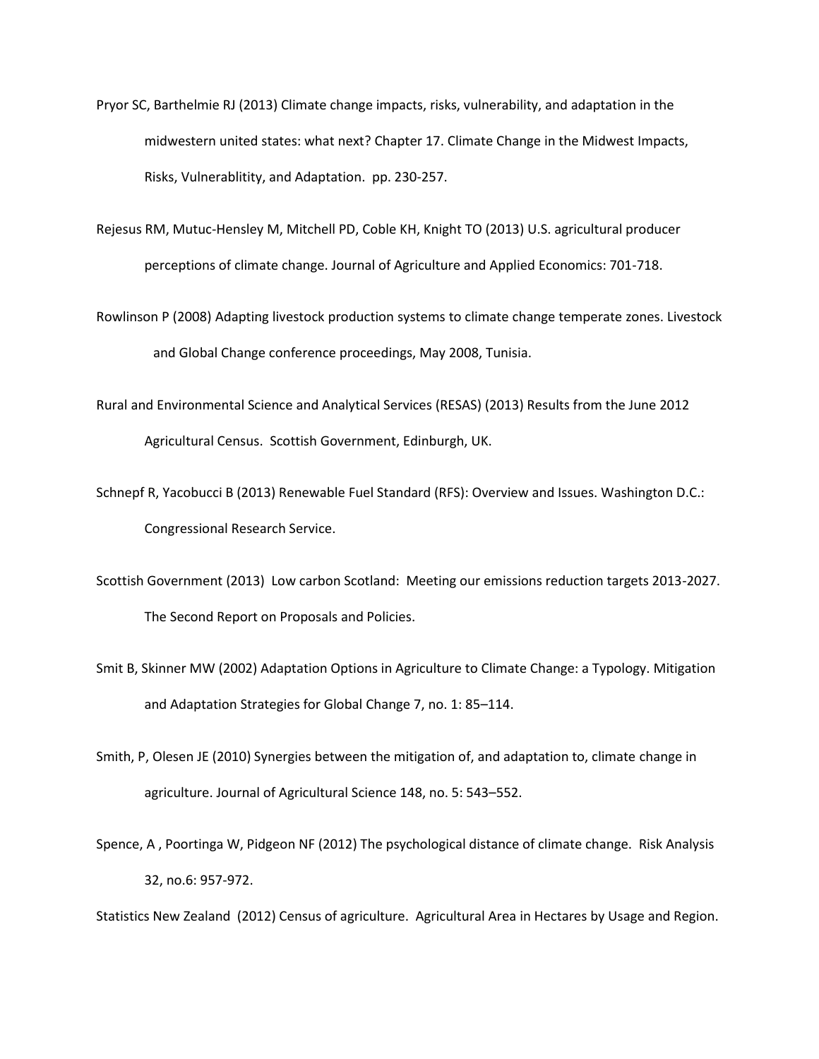Pryor SC, Barthelmie RJ (2013) Climate change impacts, risks, vulnerability, and adaptation in the midwestern united states: what next? Chapter 17. Climate Change in the Midwest Impacts, Risks, Vulnerablitity, and Adaptation. pp. 230-257.

Rejesus RM, Mutuc-Hensley M, Mitchell PD, Coble KH, Knight TO (2013) U.S. agricultural producer perceptions of climate change. Journal of Agriculture and Applied Economics: 701-718.

Rowlinson P (2008) Adapting livestock production systems to climate change temperate zones. Livestock and Global Change conference proceedings, May 2008, Tunisia.

Rural and Environmental Science and Analytical Services (RESAS) (2013) Results from the June 2012 Agricultural Census. Scottish Government, Edinburgh, UK.

Schnepf R, Yacobucci B (2013) Renewable Fuel Standard (RFS): Overview and Issues. Washington D.C.: Congressional Research Service.

Scottish Government (2013) Low carbon Scotland: Meeting our emissions reduction targets 2013-2027. The Second Report on Proposals and Policies.

Smit B, Skinner MW (2002) Adaptation Options in Agriculture to Climate Change: a Typology. Mitigation and Adaptation Strategies for Global Change 7, no. 1: 85–114.

Smith, P, Olesen JE (2010) Synergies between the mitigation of, and adaptation to, climate change in agriculture. Journal of Agricultural Science 148, no. 5: 543–552.

Spence, A , Poortinga W, Pidgeon NF (2012) The psychological distance of climate change. Risk Analysis 32, no.6: 957-972.

Statistics New Zealand (2012) Census of agriculture. Agricultural Area in Hectares by Usage and Region.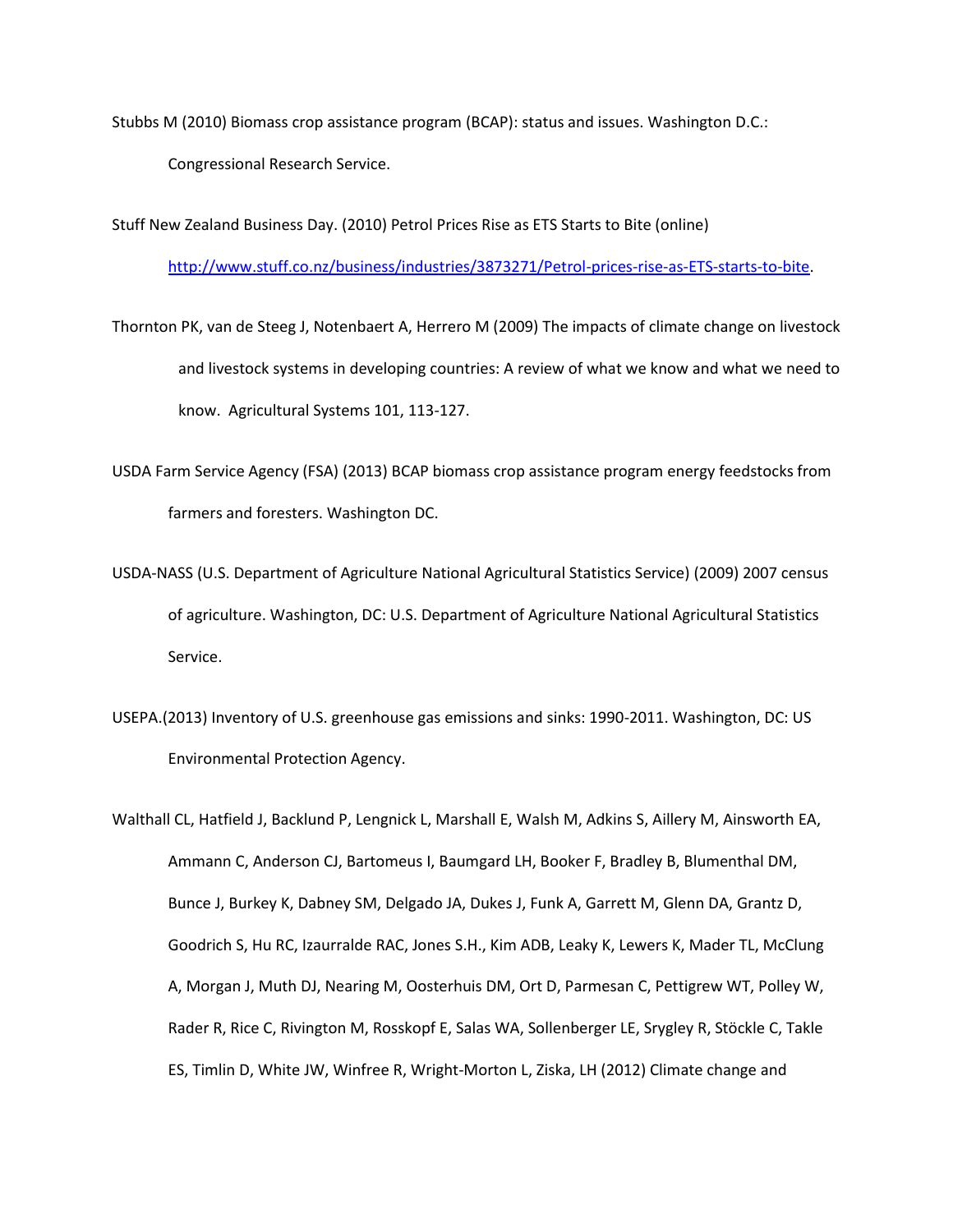Stubbs M (2010) Biomass crop assistance program (BCAP): status and issues. Washington D.C.: Congressional Research Service.

Stuff New Zealand Business Day. (2010) Petrol Prices Rise as ETS Starts to Bite (online) http://www.stuff.co.nz/business/industries/3873271/Petrol-prices-rise-as-ETS-starts-to-bite.

Thornton PK, van de Steeg J, Notenbaert A, Herrero M (2009) The impacts of climate change on livestock and livestock systems in developing countries: A review of what we know and what we need to know. Agricultural Systems 101, 113-127.

USDA Farm Service Agency (FSA) (2013) BCAP biomass crop assistance program energy feedstocks from farmers and foresters. Washington DC.

USDA-NASS (U.S. Department of Agriculture National Agricultural Statistics Service) (2009) 2007 census of agriculture. Washington, DC: U.S. Department of Agriculture National Agricultural Statistics Service.

USEPA.(2013) Inventory of U.S. greenhouse gas emissions and sinks: 1990-2011. Washington, DC: US Environmental Protection Agency.

Walthall CL, Hatfield J, Backlund P, Lengnick L, Marshall E, Walsh M, Adkins S, Aillery M, Ainsworth EA, Ammann C, Anderson CJ, Bartomeus I, Baumgard LH, Booker F, Bradley B, Blumenthal DM, Bunce J, Burkey K, Dabney SM, Delgado JA, Dukes J, Funk A, Garrett M, Glenn DA, Grantz D, Goodrich S, Hu RC, Izaurralde RAC, Jones S.H., Kim ADB, Leaky K, Lewers K, Mader TL, McClung A, Morgan J, Muth DJ, Nearing M, Oosterhuis DM, Ort D, Parmesan C, Pettigrew WT, Polley W, Rader R, Rice C, Rivington M, Rosskopf E, Salas WA, Sollenberger LE, Srygley R, Stöckle C, Takle ES, Timlin D, White JW, Winfree R, Wright-Morton L, Ziska, LH (2012) Climate change and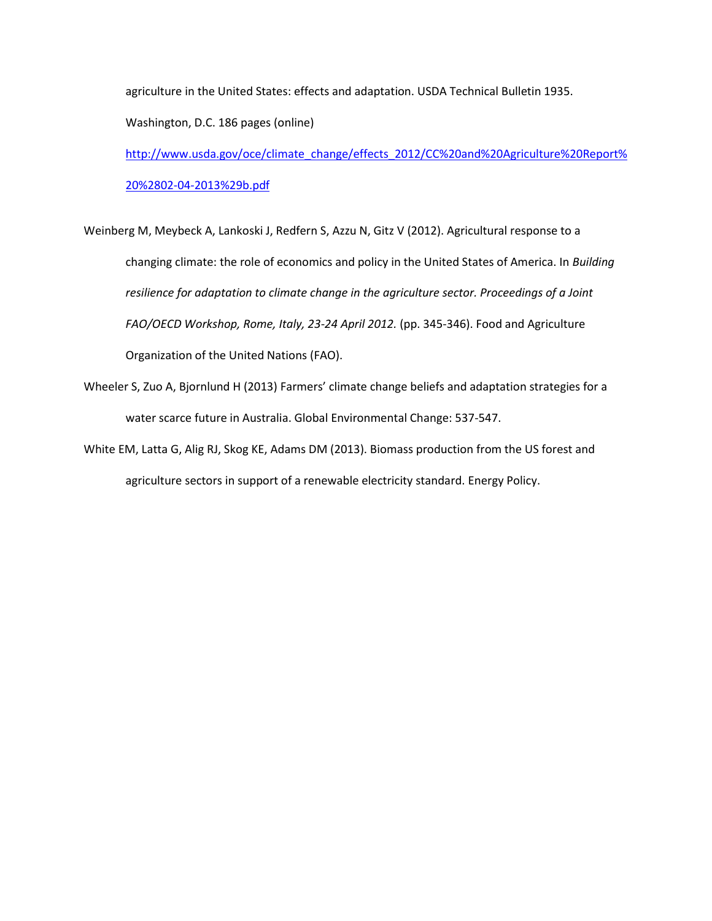agriculture in the United States: effects and adaptation. USDA Technical Bulletin 1935. Washington, D.C. 186 pages (online) [http://www.usda.gov/oce/climate_change/effects_2012/CC%20and%20Agriculture%20Report%20%2802-04-2013%29b.pdf](http://www.usda.gov/oce/climate_change/effects_2012/CC%20and%20Agriculture%20Report%20%2802-04-2013%29b.pdf)

Weinberg M, Meybeck A, Lankoski J, Redfern S, Azzu N, Gitz V (2012). Agricultural response to a changing climate: the role of economics and policy in the United States of America. In *Building resilience for adaptation to climate change in the agriculture sector. Proceedings of a Joint FAO/OECD Workshop, Rome, Italy, 23-24 April 2012.* (pp. 345-346). Food and Agriculture Organization of the United Nations (FAO).

Wheeler S, Zuo A, Bjornlund H (2013) Farmers' climate change beliefs and adaptation strategies for a water scarce future in Australia. Global Environmental Change: 537-547.

White EM, Latta G, Alig RJ, Skog KE, Adams DM (2013). Biomass production from the US forest and agriculture sectors in support of a renewable electricity standard. Energy Policy.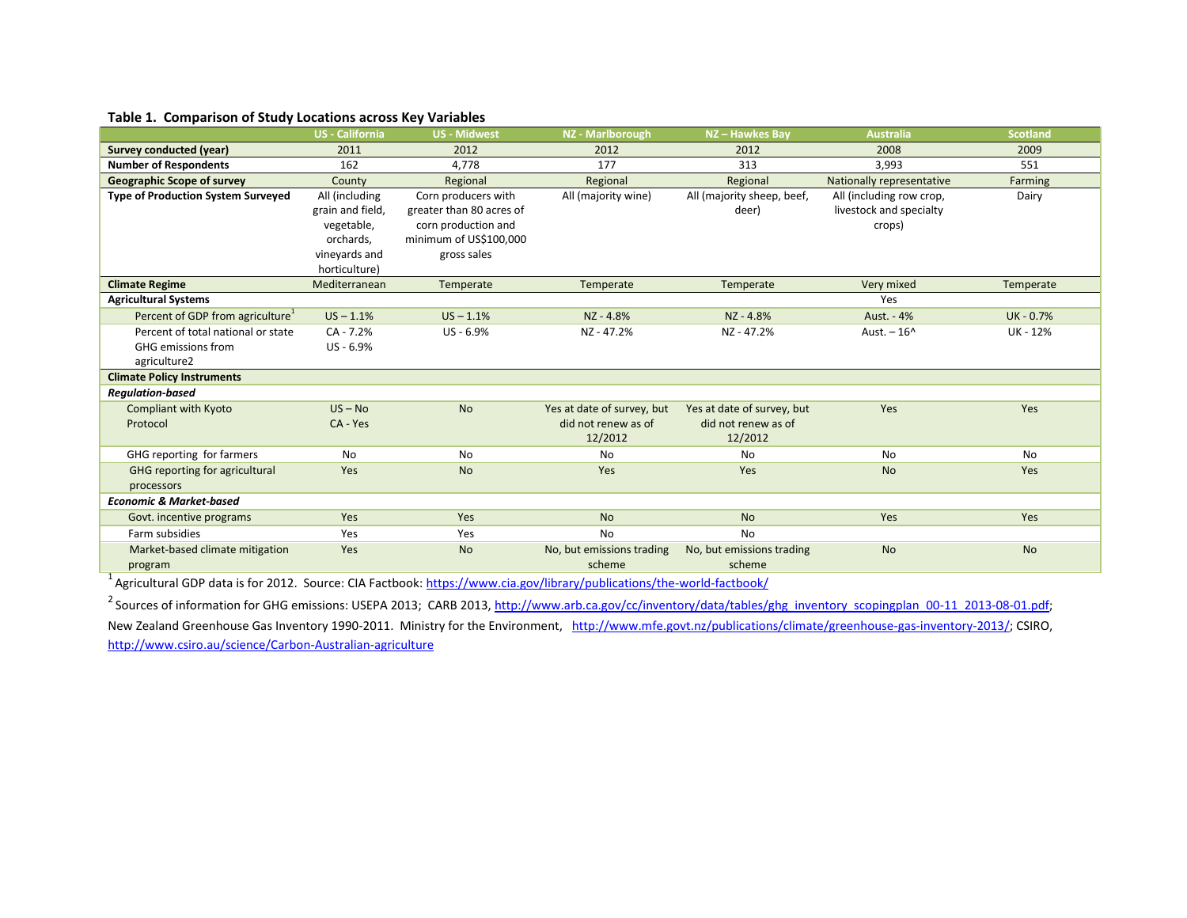**Table 1. Comparison of Study Locations across Key Variables**

| | US - California | US - Midwest | NZ - Marlborough | NZ – Hawkes Bay | Australia | Scotland |
|---|---|---|---|---|---|---|
| **Survey conducted (year)** | 2011 | 2012 | 2012 | 2012 | 2008 | 2009 |
| **Number of Respondents** | 162 | 4,778 | 177 | 313 | 3,993 | 551 |
| **Geographic Scope of survey** | County | Regional | Regional | Regional | Nationally representative | Farming |
| **Type of Production System Surveyed** | All (including grain and field, vegetable, orchards, vineyards and horticulture) | Corn producers with greater than 80 acres of corn production and minimum of US$100,000 gross sales | All (majority wine) | All (majority sheep, beef, deer) | All (including row crop, livestock and specialty crops) | Dairy |
| **Climate Regime** | Mediterranean | Temperate | Temperate | Temperate | Very mixed | Temperate |
| **Agricultural Systems** | | | | | Yes | |
| Percent of GDP from agriculture[1] | US – 1.1% | US – 1.1% | NZ - 4.8% | NZ - 4.8% | Aust. - 4% | UK - 0.7% |
| Percent of total national or state GHG emissions from agriculture2 | CA - 7.2% US - 6.9% | US - 6.9% | NZ - 47.2% | NZ - 47.2% | Aust. – 16^ | UK - 12% |
| **Climate Policy Instruments** | | | | | | |
| ***Regulation-based*** | | | | | | |
| Compliant with Kyoto Protocol | US – No CA - Yes | No | Yes at date of survey, but did not renew as of 12/2012 | Yes at date of survey, but did not renew as of 12/2012 | Yes | Yes |
| GHG reporting for farmers | No | No | No | No | No | No |
| GHG reporting for agricultural processors | Yes | No | Yes | Yes | No | Yes |
| ***Economic & Market-based*** | | | | | | |
| Govt. incentive programs | Yes | Yes | No | No | Yes | Yes |
| Farm subsidies | Yes | Yes | No | No | | |
| Market-based climate mitigation program | Yes | No | No, but emissions trading scheme | No, but emissions trading scheme | No | No |

[1] Agricultural GDP data is for 2012. Source: CIA Factbook: https://www.cia.gov/library/publications/the-world-factbook/

[2] Sources of information for GHG emissions: USEPA 2013; CARB 2013, http://www.arb.ca.gov/cc/inventory/data/tables/ghg_inventory_scopingplan_00-11_2013-08-01.pdf; New Zealand Greenhouse Gas Inventory 1990-2011. Ministry for the Environment, http://www.mfe.govt.nz/publications/climate/greenhouse-gas-inventory-2013/; CSIRO, http://www.csiro.au/science/Carbon-Australian-agriculture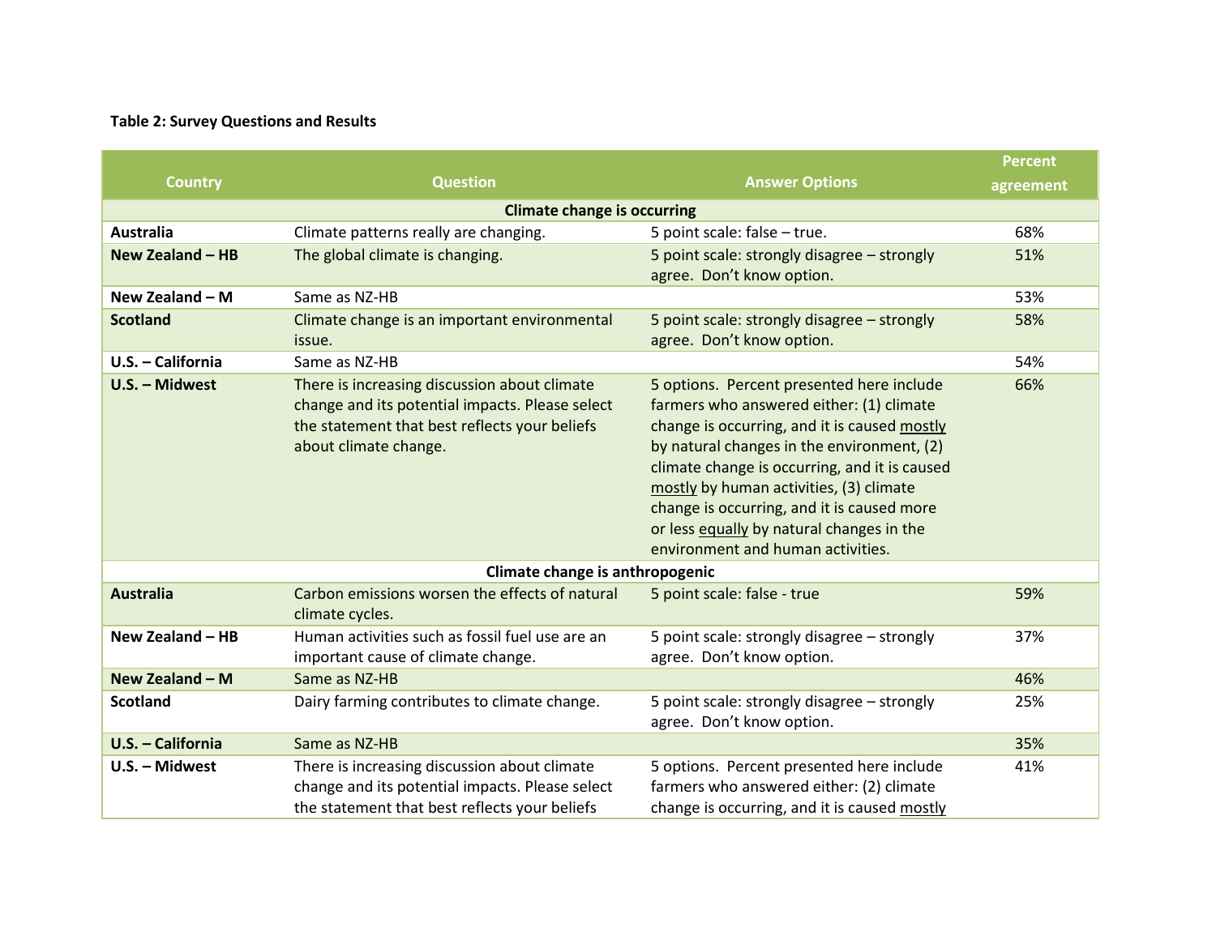**Table 2: Survey Questions and Results**

| Country | Question | Answer Options | Percent agreement |
|---|---|---|---|
| **Climate change is occurring** | | | |
| **Australia** | Climate patterns really are changing. | 5 point scale: false – true. | 68% |
| **New Zealand – HB** | The global climate is changing. | 5 point scale: strongly disagree – strongly agree. Don't know option. | 51% |
| **New Zealand – M** | Same as NZ-HB | | 53% |
| **Scotland** | Climate change is an important environmental issue. | 5 point scale: strongly disagree – strongly agree. Don't know option. | 58% |
| **U.S. – California** | Same as NZ-HB | | 54% |
| **U.S. – Midwest** | There is increasing discussion about climate change and its potential impacts. Please select the statement that best reflects your beliefs about climate change. | 5 options. Percent presented here include farmers who answered either: (1) climate change is occurring, and it is caused mostly by natural changes in the environment, (2) climate change is occurring, and it is caused mostly by human activities, (3) climate change is occurring, and it is caused more or less equally by natural changes in the environment and human activities. | 66% |
| **Climate change is anthropogenic** | | | |
| **Australia** | Carbon emissions worsen the effects of natural climate cycles. | 5 point scale: false - true | 59% |
| **New Zealand – HB** | Human activities such as fossil fuel use are an important cause of climate change. | 5 point scale: strongly disagree – strongly agree. Don't know option. | 37% |
| **New Zealand – M** | Same as NZ-HB | | 46% |
| **Scotland** | Dairy farming contributes to climate change. | 5 point scale: strongly disagree – strongly agree. Don't know option. | 25% |
| **U.S. – California** | Same as NZ-HB | | 35% |
| **U.S. – Midwest** | There is increasing discussion about climate change and its potential impacts. Please select the statement that best reflects your beliefs | 5 options. Percent presented here include farmers who answered either: (2) climate change is occurring, and it is caused mostly | 41% |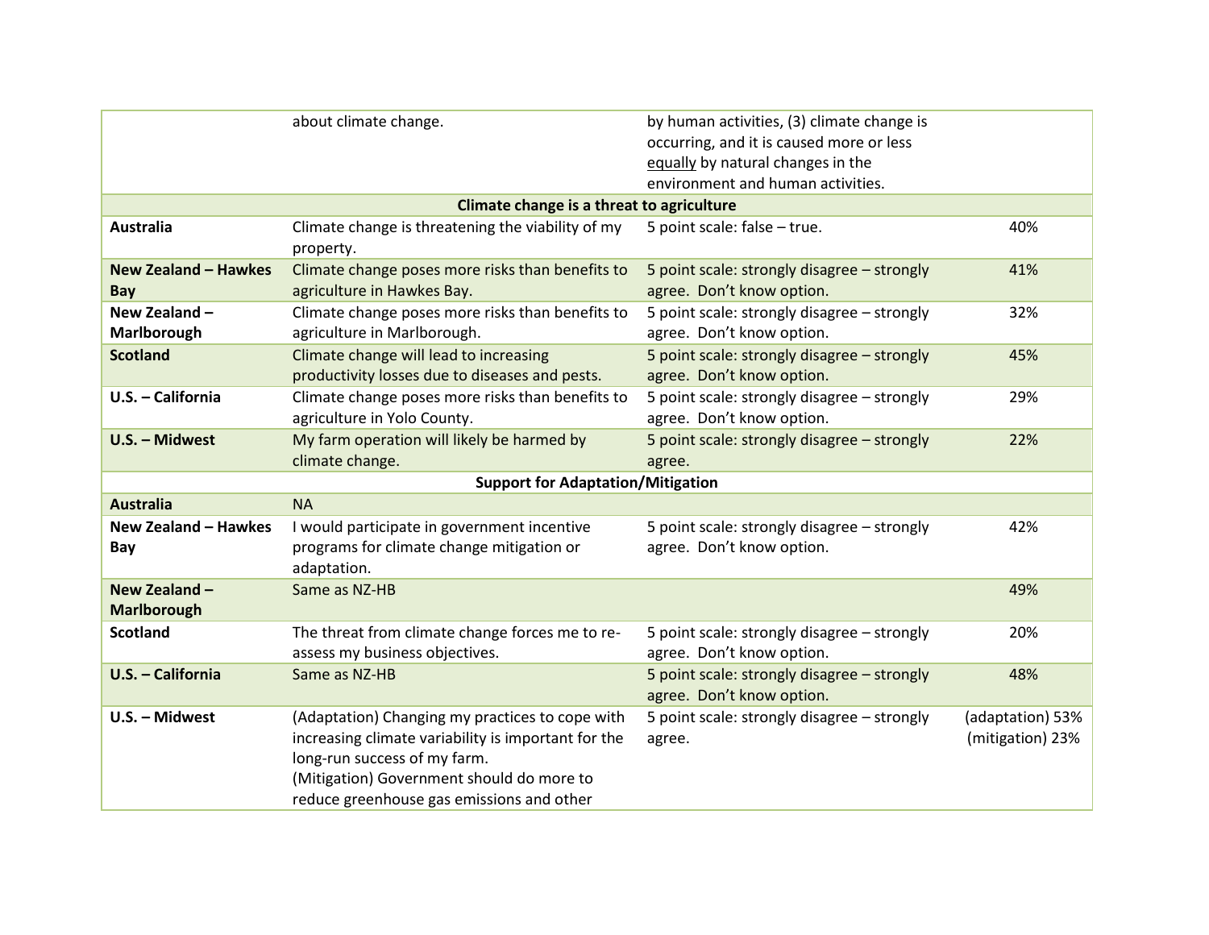| | | | |
|---|---|---|---|
| | about climate change. | by human activities, (3) climate change is occurring, and it is caused more or less <u>equally</u> by natural changes in the environment and human activities. | |
| **Climate change is a threat to agriculture** | | | |
| **Australia** | Climate change is threatening the viability of my property. | 5 point scale: false – true. | 40% |
| **New Zealand – Hawkes Bay** | Climate change poses more risks than benefits to agriculture in Hawkes Bay. | 5 point scale: strongly disagree – strongly agree. Don't know option. | 41% |
| **New Zealand – Marlborough** | Climate change poses more risks than benefits to agriculture in Marlborough. | 5 point scale: strongly disagree – strongly agree. Don't know option. | 32% |
| **Scotland** | Climate change will lead to increasing productivity losses due to diseases and pests. | 5 point scale: strongly disagree – strongly agree. Don't know option. | 45% |
| **U.S. – California** | Climate change poses more risks than benefits to agriculture in Yolo County. | 5 point scale: strongly disagree – strongly agree. Don't know option. | 29% |
| **U.S. – Midwest** | My farm operation will likely be harmed by climate change. | 5 point scale: strongly disagree – strongly agree. | 22% |
| **Support for Adaptation/Mitigation** | | | |
| **Australia** | NA | | |
| **New Zealand – Hawkes Bay** | I would participate in government incentive programs for climate change mitigation or adaptation. | 5 point scale: strongly disagree – strongly agree. Don't know option. | 42% |
| **New Zealand – Marlborough** | Same as NZ-HB | | 49% |
| **Scotland** | The threat from climate change forces me to re-assess my business objectives. | 5 point scale: strongly disagree – strongly agree. Don't know option. | 20% |
| **U.S. – California** | Same as NZ-HB | 5 point scale: strongly disagree – strongly agree. Don't know option. | 48% |
| **U.S. – Midwest** | (Adaptation) Changing my practices to cope with increasing climate variability is important for the long-run success of my farm. (Mitigation) Government should do more to reduce greenhouse gas emissions and other | 5 point scale: strongly disagree – strongly agree. | (adaptation) 53% (mitigation) 23% |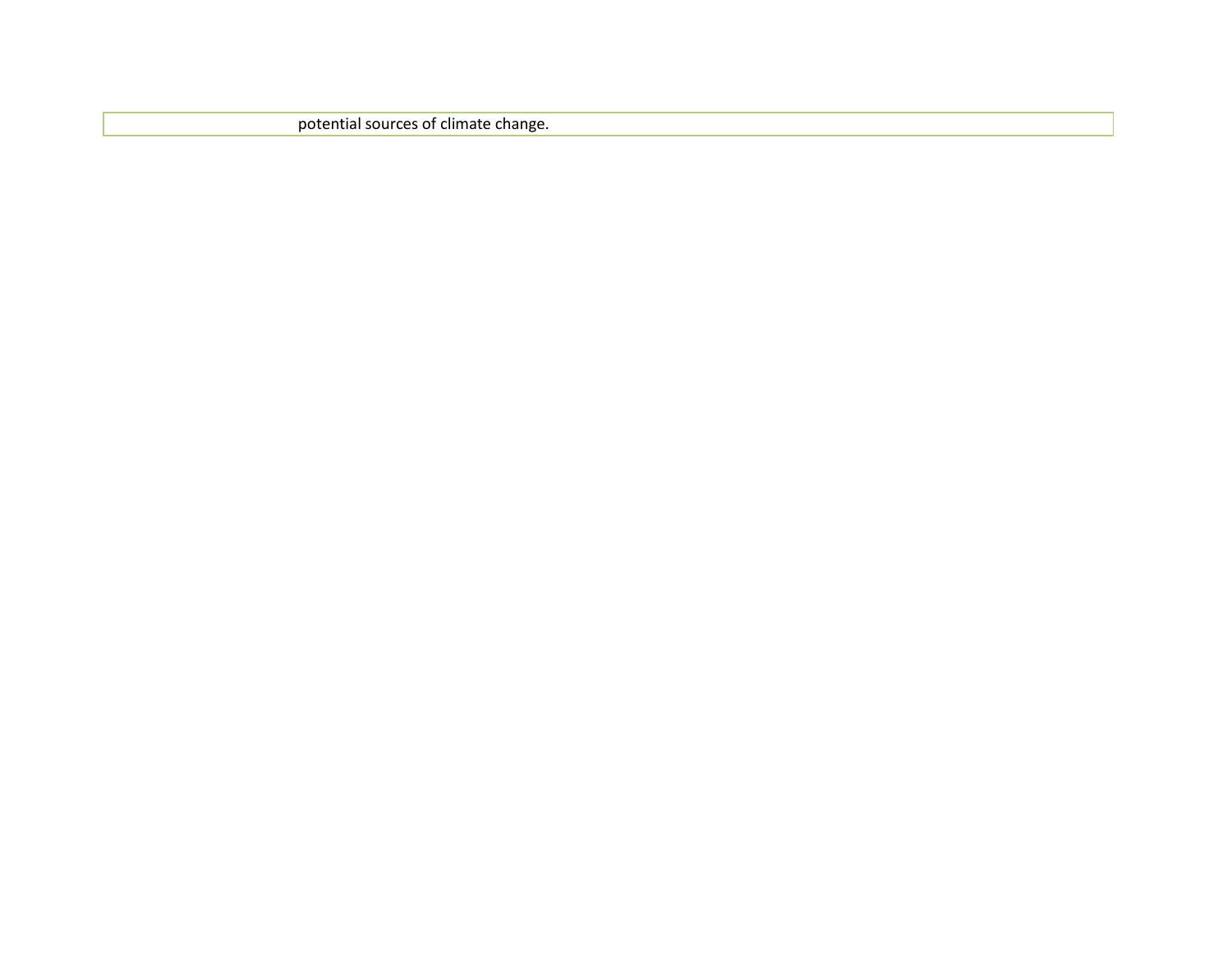| | |
|---|---|
| | potential sources of climate change. |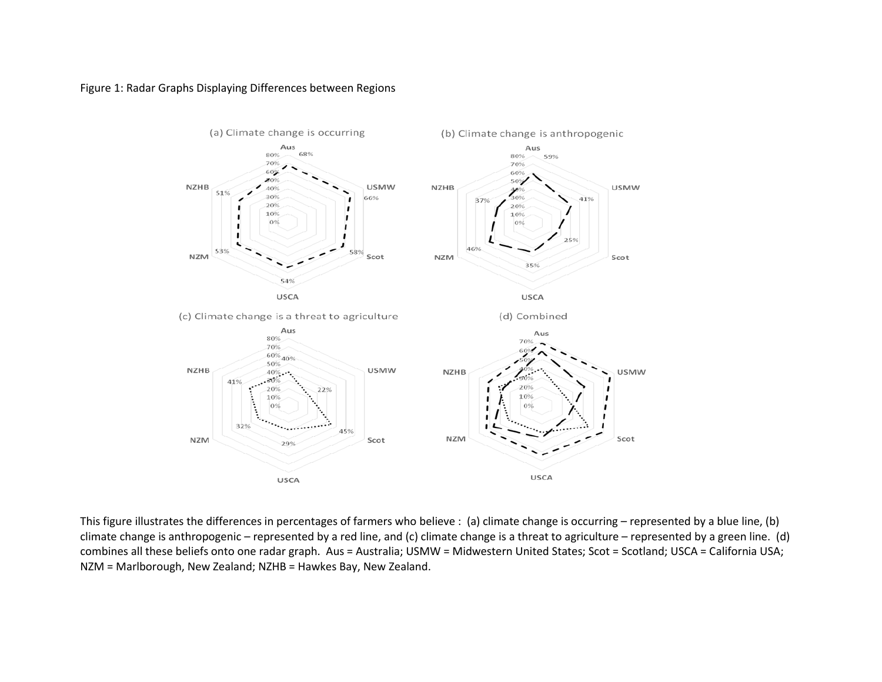Figure 1: Radar Graphs Displaying Differences between Regions

(a) Climate change is occurring

Aus 68%
USMW 66%
Scot 58%
USCA 54%
NZM 53%
NZHB 51%

(b) Climate change is anthropogenic

Aus 59%
USMW 41%
Scot 25%
USCA 35%
NZM 46%
NZHB 37%

(c) Climate change is a threat to agriculture

Aus 40%
USMW 22%
Scot 45%
USCA 29%
NZM 32%
NZHB 41%

(d) Combined

Aus
USMW
Scot
USCA
NZM
NZHB

This figure illustrates the differences in percentages of farmers who believe : (a) climate change is occurring – represented by a blue line, (b) climate change is anthropogenic – represented by a red line, and (c) climate change is a threat to agriculture – represented by a green line. (d) combines all these beliefs onto one radar graph. Aus = Australia; USMW = Midwestern United States; Scot = Scotland; USCA = California USA; NZM = Marlborough, New Zealand; NZHB = Hawkes Bay, New Zealand.